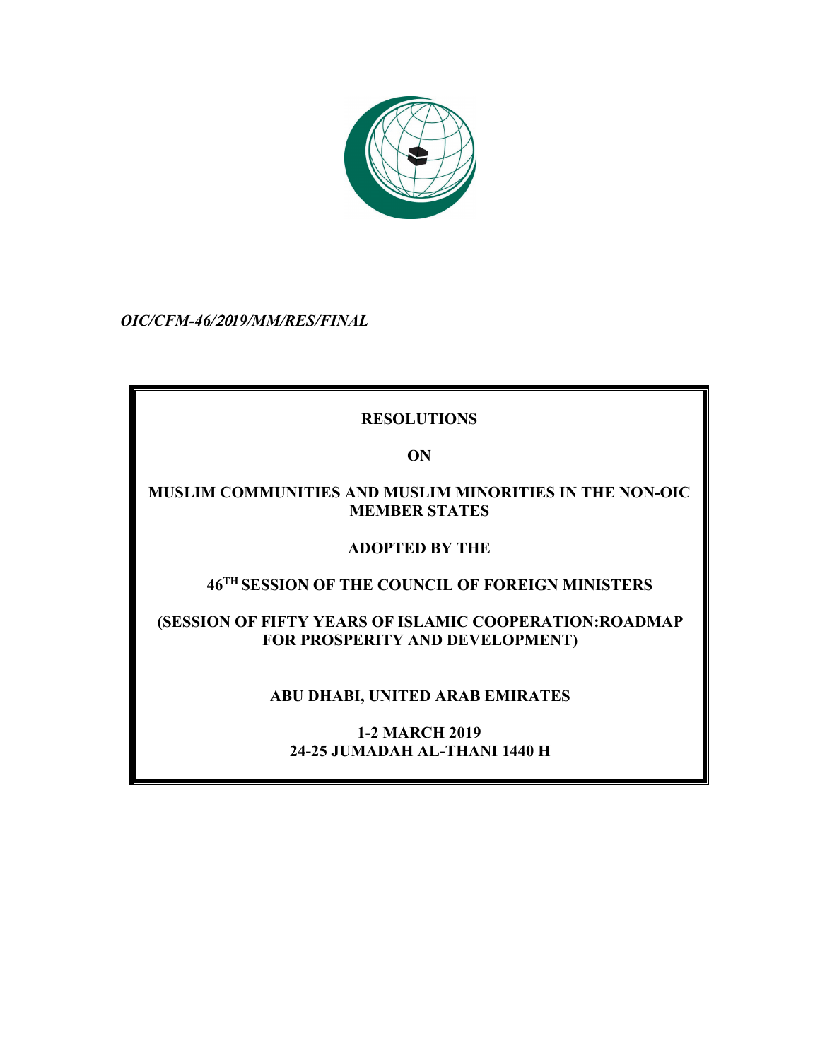*OIC/CFM-46/2019/MM/RES/FINAL*

**RESOLUTIONS**

**ON**

**MUSLIM COMMUNITIES AND MUSLIM MINORITIES IN THE NON-OIC MEMBER STATES**

**ADOPTED BY THE**

**46TH SESSION OF THE COUNCIL OF FOREIGN MINISTERS**

**(SESSION OF FIFTY YEARS OF ISLAMIC COOPERATION:ROADMAP FOR PROSPERITY AND DEVELOPMENT)**

**ABU DHABI, UNITED ARAB EMIRATES**

**1-2 MARCH 2019**
**24-25 JUMADAH AL-THANI 1440 H**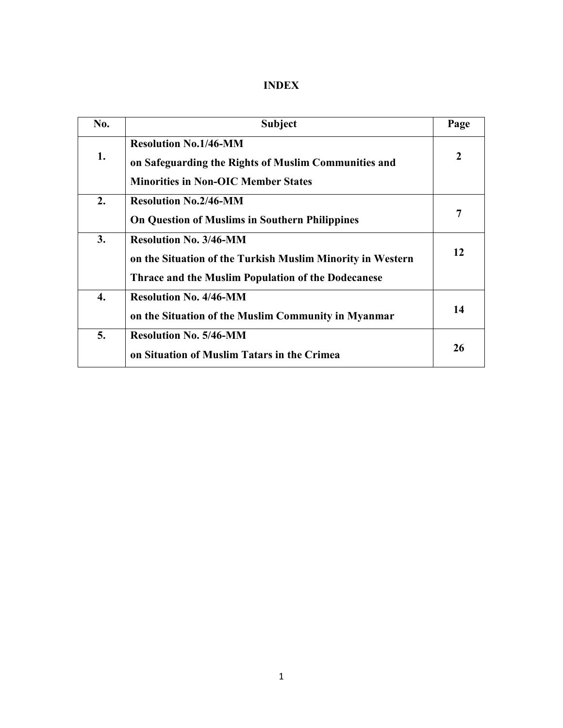# INDEX

| No. | Subject | Page |
|---|---|---|
| **1.** | **Resolution No.1/46-MM on Safeguarding the Rights of Muslim Communities and Minorities in Non-OIC Member States** | **2** |
| **2.** | **Resolution No.2/46-MM On Question of Muslims in Southern Philippines** | **7** |
| **3.** | **Resolution No. 3/46-MM on the Situation of the Turkish Muslim Minority in Western Thrace and the Muslim Population of the Dodecanese** | **12** |
| **4.** | **Resolution No. 4/46-MM on the Situation of the Muslim Community in Myanmar** | **14** |
| **5.** | **Resolution No. 5/46-MM on Situation of Muslim Tatars in the Crimea** | **26** |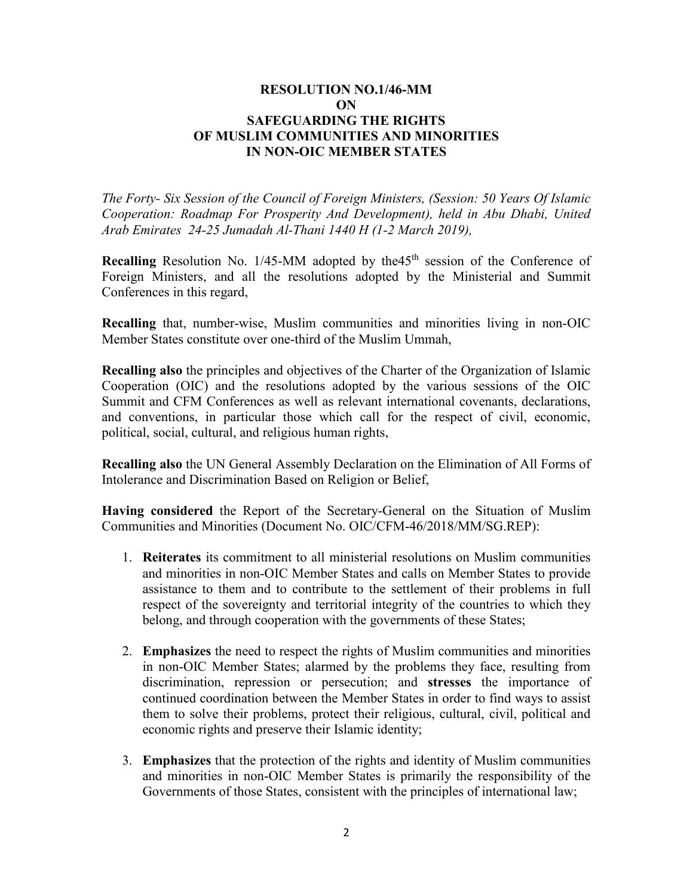# RESOLUTION NO.1/46-MM
# ON
# SAFEGUARDING THE RIGHTS OF MUSLIM COMMUNITIES AND MINORITIES IN NON-OIC MEMBER STATES

*The Forty- Six Session of the Council of Foreign Ministers, (Session: 50 Years Of Islamic Cooperation: Roadmap For Prosperity And Development), held in Abu Dhabi, United Arab Emirates 24-25 Jumadah Al-Thani 1440 H (1-2 March 2019),*

**Recalling** Resolution No. 1/45-MM adopted by the45[th] session of the Conference of Foreign Ministers, and all the resolutions adopted by the Ministerial and Summit Conferences in this regard,

**Recalling** that, number-wise, Muslim communities and minorities living in non-OIC Member States constitute over one-third of the Muslim Ummah,

**Recalling also** the principles and objectives of the Charter of the Organization of Islamic Cooperation (OIC) and the resolutions adopted by the various sessions of the OIC Summit and CFM Conferences as well as relevant international covenants, declarations, and conventions, in particular those which call for the respect of civil, economic, political, social, cultural, and religious human rights,

**Recalling also** the UN General Assembly Declaration on the Elimination of All Forms of Intolerance and Discrimination Based on Religion or Belief,

**Having considered** the Report of the Secretary-General on the Situation of Muslim Communities and Minorities (Document No. OIC/CFM-46/2018/MM/SG.REP):

1. **Reiterates** its commitment to all ministerial resolutions on Muslim communities and minorities in non-OIC Member States and calls on Member States to provide assistance to them and to contribute to the settlement of their problems in full respect of the sovereignty and territorial integrity of the countries to which they belong, and through cooperation with the governments of these States;

2. **Emphasizes** the need to respect the rights of Muslim communities and minorities in non-OIC Member States; alarmed by the problems they face, resulting from discrimination, repression or persecution; and **stresses** the importance of continued coordination between the Member States in order to find ways to assist them to solve their problems, protect their religious, cultural, civil, political and economic rights and preserve their Islamic identity;

3. **Emphasizes** that the protection of the rights and identity of Muslim communities and minorities in non-OIC Member States is primarily the responsibility of the Governments of those States, consistent with the principles of international law;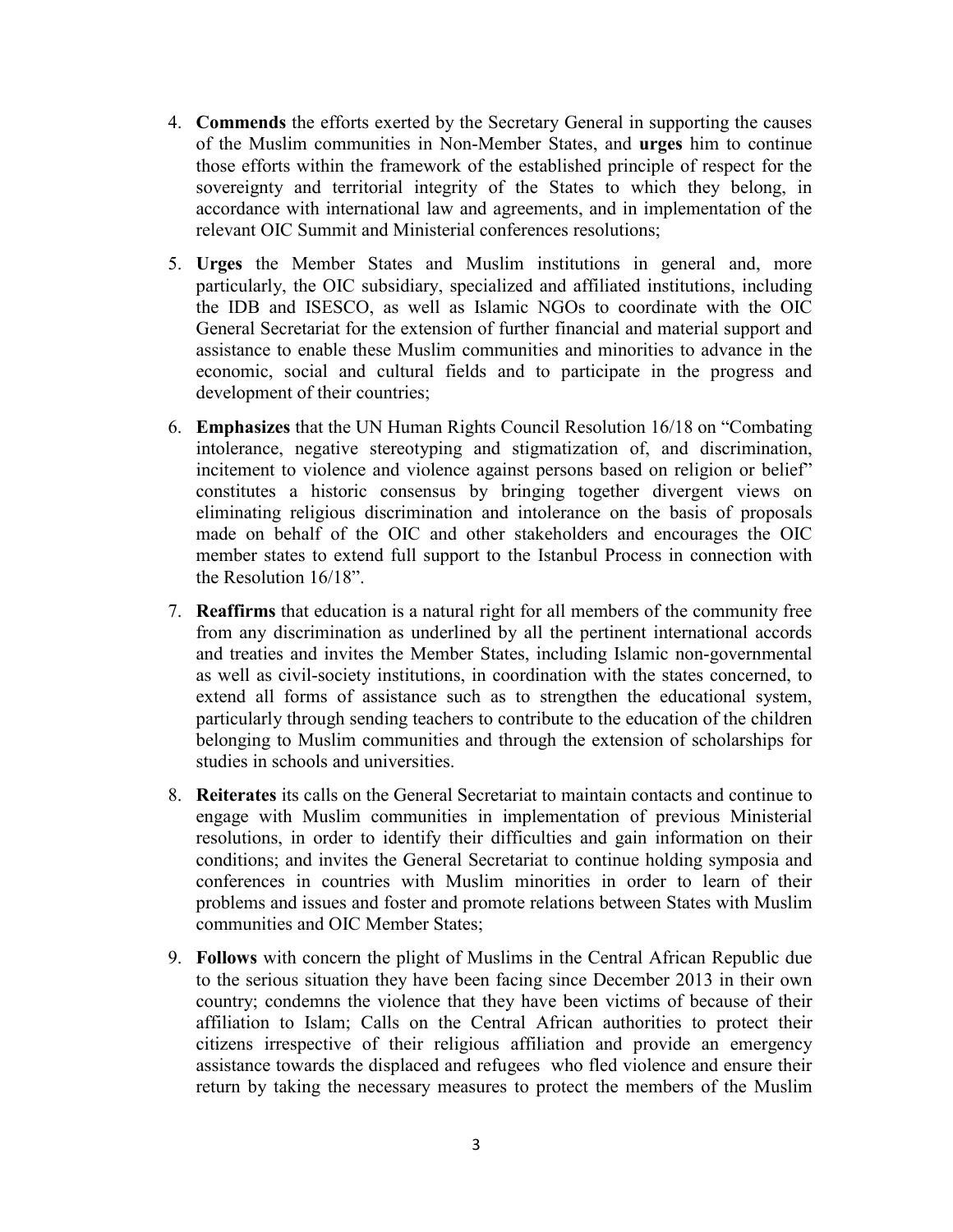4. **Commends** the efforts exerted by the Secretary General in supporting the causes of the Muslim communities in Non-Member States, and **urges** him to continue those efforts within the framework of the established principle of respect for the sovereignty and territorial integrity of the States to which they belong, in accordance with international law and agreements, and in implementation of the relevant OIC Summit and Ministerial conferences resolutions;

5. **Urges** the Member States and Muslim institutions in general and, more particularly, the OIC subsidiary, specialized and affiliated institutions, including the IDB and ISESCO, as well as Islamic NGOs to coordinate with the OIC General Secretariat for the extension of further financial and material support and assistance to enable these Muslim communities and minorities to advance in the economic, social and cultural fields and to participate in the progress and development of their countries;

6. **Emphasizes** that the UN Human Rights Council Resolution 16/18 on "Combating intolerance, negative stereotyping and stigmatization of, and discrimination, incitement to violence and violence against persons based on religion or belief" constitutes a historic consensus by bringing together divergent views on eliminating religious discrimination and intolerance on the basis of proposals made on behalf of the OIC and other stakeholders and encourages the OIC member states to extend full support to the Istanbul Process in connection with the Resolution 16/18".

7. **Reaffirms** that education is a natural right for all members of the community free from any discrimination as underlined by all the pertinent international accords and treaties and invites the Member States, including Islamic non-governmental as well as civil-society institutions, in coordination with the states concerned, to extend all forms of assistance such as to strengthen the educational system, particularly through sending teachers to contribute to the education of the children belonging to Muslim communities and through the extension of scholarships for studies in schools and universities.

8. **Reiterates** its calls on the General Secretariat to maintain contacts and continue to engage with Muslim communities in implementation of previous Ministerial resolutions, in order to identify their difficulties and gain information on their conditions; and invites the General Secretariat to continue holding symposia and conferences in countries with Muslim minorities in order to learn of their problems and issues and foster and promote relations between States with Muslim communities and OIC Member States;

9. **Follows** with concern the plight of Muslims in the Central African Republic due to the serious situation they have been facing since December 2013 in their own country; condemns the violence that they have been victims of because of their affiliation to Islam; Calls on the Central African authorities to protect their citizens irrespective of their religious affiliation and provide an emergency assistance towards the displaced and refugees who fled violence and ensure their return by taking the necessary measures to protect the members of the Muslim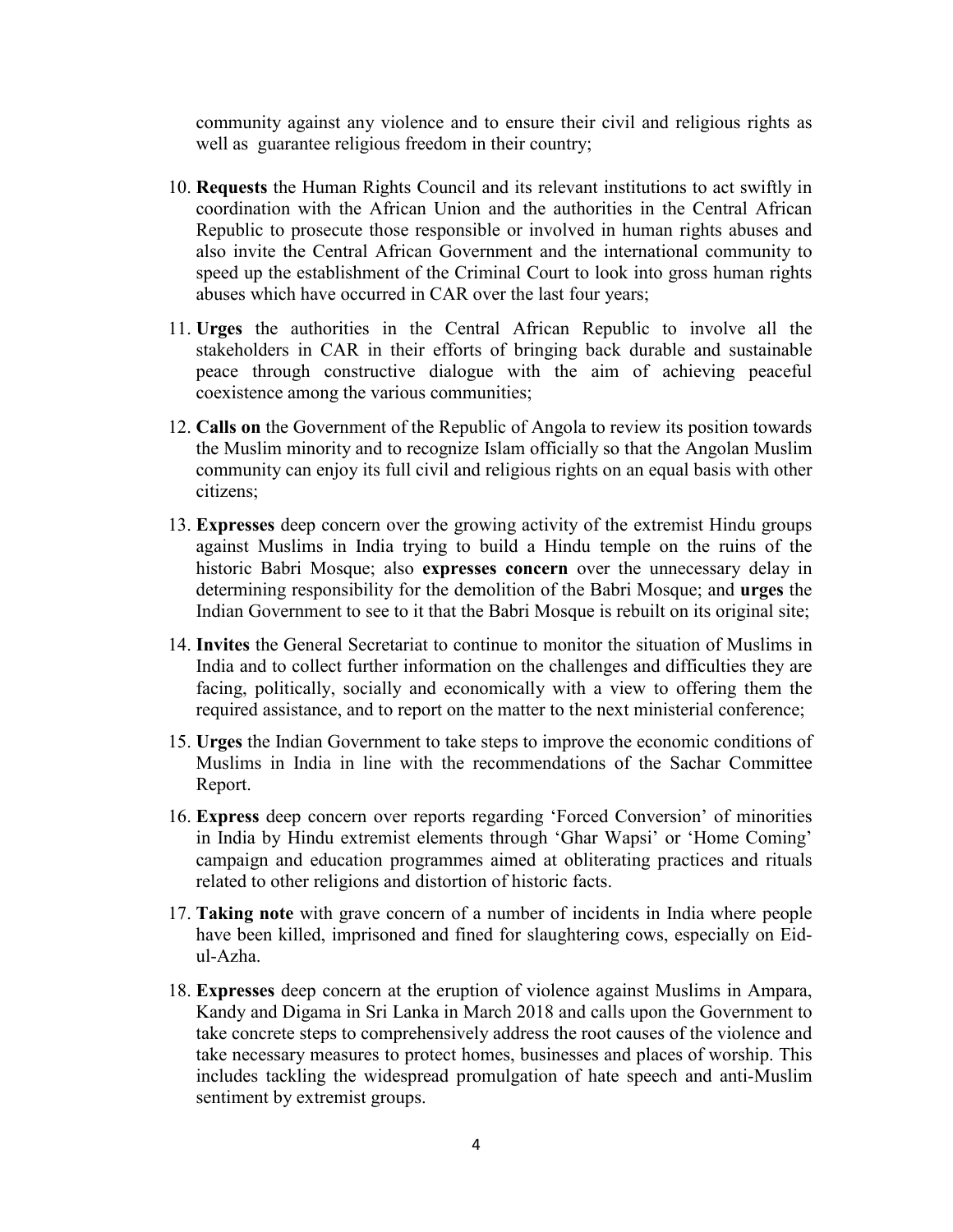community against any violence and to ensure their civil and religious rights as well as guarantee religious freedom in their country;

10. **Requests** the Human Rights Council and its relevant institutions to act swiftly in coordination with the African Union and the authorities in the Central African Republic to prosecute those responsible or involved in human rights abuses and also invite the Central African Government and the international community to speed up the establishment of the Criminal Court to look into gross human rights abuses which have occurred in CAR over the last four years;

11. **Urges** the authorities in the Central African Republic to involve all the stakeholders in CAR in their efforts of bringing back durable and sustainable peace through constructive dialogue with the aim of achieving peaceful coexistence among the various communities;

12. **Calls on** the Government of the Republic of Angola to review its position towards the Muslim minority and to recognize Islam officially so that the Angolan Muslim community can enjoy its full civil and religious rights on an equal basis with other citizens;

13. **Expresses** deep concern over the growing activity of the extremist Hindu groups against Muslims in India trying to build a Hindu temple on the ruins of the historic Babri Mosque; also **expresses concern** over the unnecessary delay in determining responsibility for the demolition of the Babri Mosque; and **urges** the Indian Government to see to it that the Babri Mosque is rebuilt on its original site;

14. **Invites** the General Secretariat to continue to monitor the situation of Muslims in India and to collect further information on the challenges and difficulties they are facing, politically, socially and economically with a view to offering them the required assistance, and to report on the matter to the next ministerial conference;

15. **Urges** the Indian Government to take steps to improve the economic conditions of Muslims in India in line with the recommendations of the Sachar Committee Report.

16. **Express** deep concern over reports regarding 'Forced Conversion' of minorities in India by Hindu extremist elements through 'Ghar Wapsi' or 'Home Coming' campaign and education programmes aimed at obliterating practices and rituals related to other religions and distortion of historic facts.

17. **Taking note** with grave concern of a number of incidents in India where people have been killed, imprisoned and fined for slaughtering cows, especially on Eid-ul-Azha.

18. **Expresses** deep concern at the eruption of violence against Muslims in Ampara, Kandy and Digama in Sri Lanka in March 2018 and calls upon the Government to take concrete steps to comprehensively address the root causes of the violence and take necessary measures to protect homes, businesses and places of worship. This includes tackling the widespread promulgation of hate speech and anti-Muslim sentiment by extremist groups.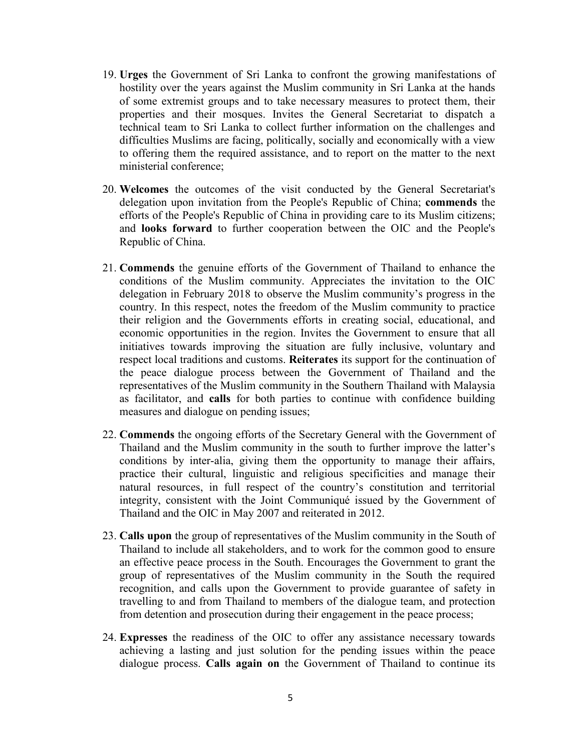19. **Urges** the Government of Sri Lanka to confront the growing manifestations of hostility over the years against the Muslim community in Sri Lanka at the hands of some extremist groups and to take necessary measures to protect them, their properties and their mosques. Invites the General Secretariat to dispatch a technical team to Sri Lanka to collect further information on the challenges and difficulties Muslims are facing, politically, socially and economically with a view to offering them the required assistance, and to report on the matter to the next ministerial conference;

20. **Welcomes** the outcomes of the visit conducted by the General Secretariat's delegation upon invitation from the People's Republic of China; **commends** the efforts of the People's Republic of China in providing care to its Muslim citizens; and **looks forward** to further cooperation between the OIC and the People's Republic of China.

21. **Commends** the genuine efforts of the Government of Thailand to enhance the conditions of the Muslim community. Appreciates the invitation to the OIC delegation in February 2018 to observe the Muslim community's progress in the country. In this respect, notes the freedom of the Muslim community to practice their religion and the Governments efforts in creating social, educational, and economic opportunities in the region. Invites the Government to ensure that all initiatives towards improving the situation are fully inclusive, voluntary and respect local traditions and customs. **Reiterates** its support for the continuation of the peace dialogue process between the Government of Thailand and the representatives of the Muslim community in the Southern Thailand with Malaysia as facilitator, and **calls** for both parties to continue with confidence building measures and dialogue on pending issues;

22. **Commends** the ongoing efforts of the Secretary General with the Government of Thailand and the Muslim community in the south to further improve the latter's conditions by inter-alia, giving them the opportunity to manage their affairs, practice their cultural, linguistic and religious specificities and manage their natural resources, in full respect of the country's constitution and territorial integrity, consistent with the Joint Communiqué issued by the Government of Thailand and the OIC in May 2007 and reiterated in 2012.

23. **Calls upon** the group of representatives of the Muslim community in the South of Thailand to include all stakeholders, and to work for the common good to ensure an effective peace process in the South. Encourages the Government to grant the group of representatives of the Muslim community in the South the required recognition, and calls upon the Government to provide guarantee of safety in travelling to and from Thailand to members of the dialogue team, and protection from detention and prosecution during their engagement in the peace process;

24. **Expresses** the readiness of the OIC to offer any assistance necessary towards achieving a lasting and just solution for the pending issues within the peace dialogue process. **Calls again on** the Government of Thailand to continue its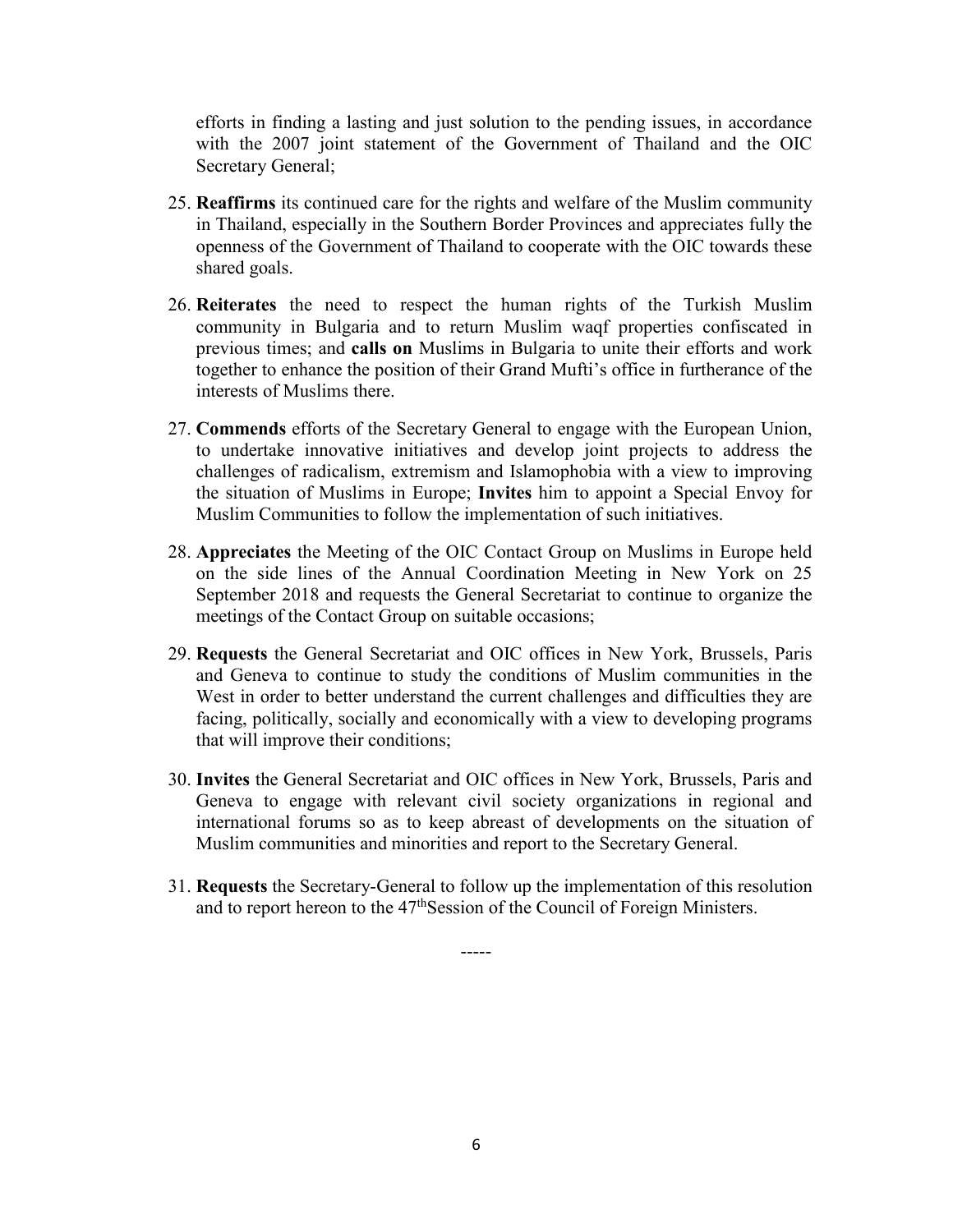efforts in finding a lasting and just solution to the pending issues, in accordance with the 2007 joint statement of the Government of Thailand and the OIC Secretary General;

25. **Reaffirms** its continued care for the rights and welfare of the Muslim community in Thailand, especially in the Southern Border Provinces and appreciates fully the openness of the Government of Thailand to cooperate with the OIC towards these shared goals.

26. **Reiterates** the need to respect the human rights of the Turkish Muslim community in Bulgaria and to return Muslim waqf properties confiscated in previous times; and **calls on** Muslims in Bulgaria to unite their efforts and work together to enhance the position of their Grand Mufti's office in furtherance of the interests of Muslims there.

27. **Commends** efforts of the Secretary General to engage with the European Union, to undertake innovative initiatives and develop joint projects to address the challenges of radicalism, extremism and Islamophobia with a view to improving the situation of Muslims in Europe; **Invites** him to appoint a Special Envoy for Muslim Communities to follow the implementation of such initiatives.

28. **Appreciates** the Meeting of the OIC Contact Group on Muslims in Europe held on the side lines of the Annual Coordination Meeting in New York on 25 September 2018 and requests the General Secretariat to continue to organize the meetings of the Contact Group on suitable occasions;

29. **Requests** the General Secretariat and OIC offices in New York, Brussels, Paris and Geneva to continue to study the conditions of Muslim communities in the West in order to better understand the current challenges and difficulties they are facing, politically, socially and economically with a view to developing programs that will improve their conditions;

30. **Invites** the General Secretariat and OIC offices in New York, Brussels, Paris and Geneva to engage with relevant civil society organizations in regional and international forums so as to keep abreast of developments on the situation of Muslim communities and minorities and report to the Secretary General.

31. **Requests** the Secretary-General to follow up the implementation of this resolution and to report hereon to the 47thSession of the Council of Foreign Ministers.

-----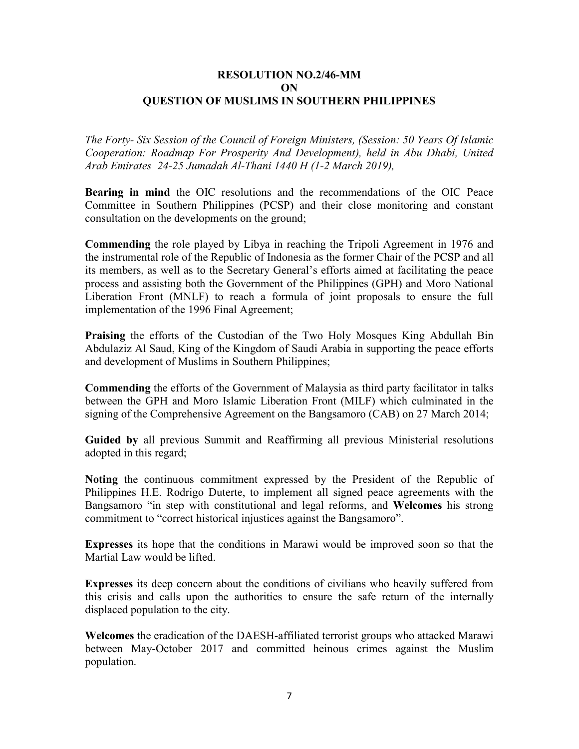**RESOLUTION NO.2/46-MM**
**ON**
**QUESTION OF MUSLIMS IN SOUTHERN PHILIPPINES**

*The Forty- Six Session of the Council of Foreign Ministers, (Session: 50 Years Of Islamic Cooperation: Roadmap For Prosperity And Development), held in Abu Dhabi, United Arab Emirates 24-25 Jumadah Al-Thani 1440 H (1-2 March 2019),*

**Bearing in mind** the OIC resolutions and the recommendations of the OIC Peace Committee in Southern Philippines (PCSP) and their close monitoring and constant consultation on the developments on the ground;

**Commending** the role played by Libya in reaching the Tripoli Agreement in 1976 and the instrumental role of the Republic of Indonesia as the former Chair of the PCSP and all its members, as well as to the Secretary General's efforts aimed at facilitating the peace process and assisting both the Government of the Philippines (GPH) and Moro National Liberation Front (MNLF) to reach a formula of joint proposals to ensure the full implementation of the 1996 Final Agreement;

**Praising** the efforts of the Custodian of the Two Holy Mosques King Abdullah Bin Abdulaziz Al Saud, King of the Kingdom of Saudi Arabia in supporting the peace efforts and development of Muslims in Southern Philippines;

**Commending** the efforts of the Government of Malaysia as third party facilitator in talks between the GPH and Moro Islamic Liberation Front (MILF) which culminated in the signing of the Comprehensive Agreement on the Bangsamoro (CAB) on 27 March 2014;

**Guided by** all previous Summit and Reaffirming all previous Ministerial resolutions adopted in this regard;

**Noting** the continuous commitment expressed by the President of the Republic of Philippines H.E. Rodrigo Duterte, to implement all signed peace agreements with the Bangsamoro "in step with constitutional and legal reforms, and **Welcomes** his strong commitment to "correct historical injustices against the Bangsamoro".

**Expresses** its hope that the conditions in Marawi would be improved soon so that the Martial Law would be lifted.

**Expresses** its deep concern about the conditions of civilians who heavily suffered from this crisis and calls upon the authorities to ensure the safe return of the internally displaced population to the city.

**Welcomes** the eradication of the DAESH-affiliated terrorist groups who attacked Marawi between May-October 2017 and committed heinous crimes against the Muslim population.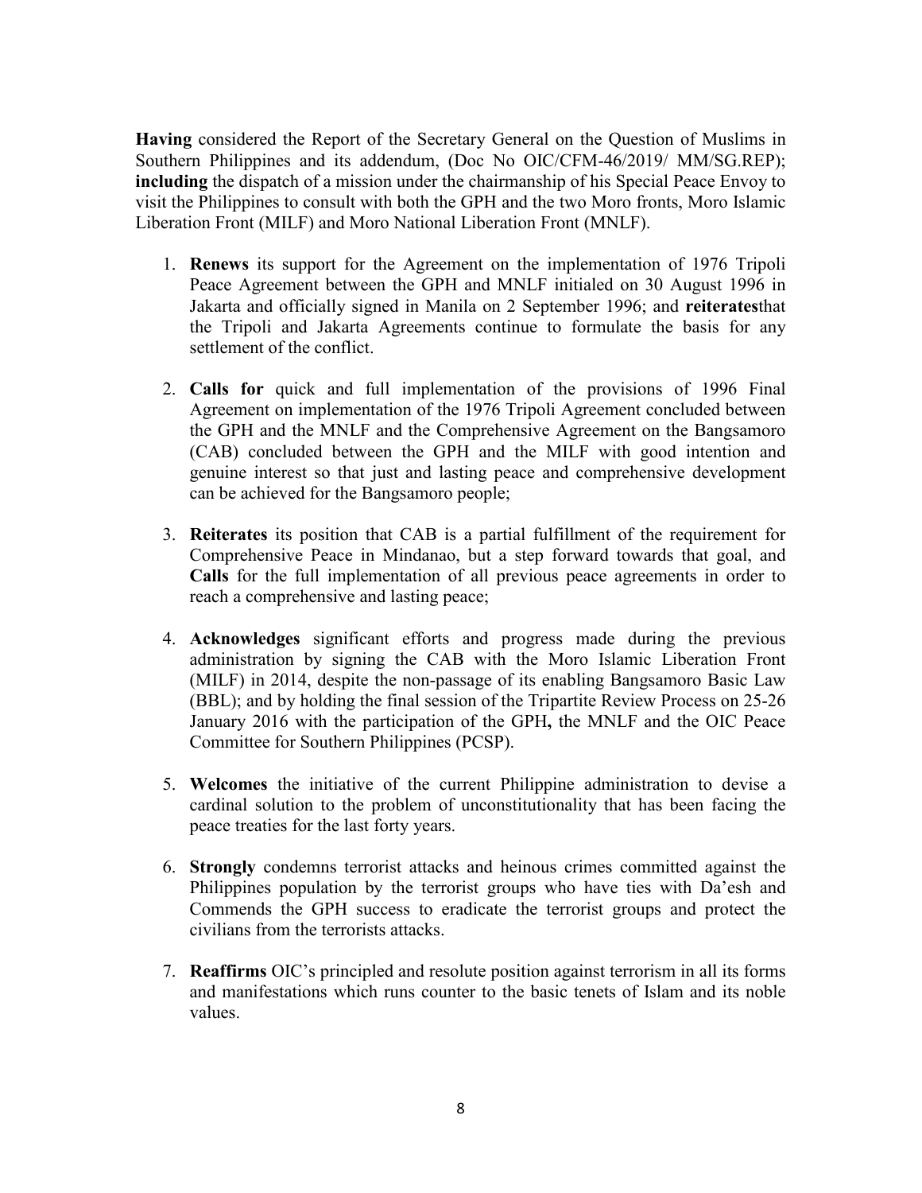**Having** considered the Report of the Secretary General on the Question of Muslims in Southern Philippines and its addendum, (Doc No OIC/CFM-46/2019/ MM/SG.REP); **including** the dispatch of a mission under the chairmanship of his Special Peace Envoy to visit the Philippines to consult with both the GPH and the two Moro fronts, Moro Islamic Liberation Front (MILF) and Moro National Liberation Front (MNLF).

1. **Renews** its support for the Agreement on the implementation of 1976 Tripoli Peace Agreement between the GPH and MNLF initialed on 30 August 1996 in Jakarta and officially signed in Manila on 2 September 1996; and **reiterates**that the Tripoli and Jakarta Agreements continue to formulate the basis for any settlement of the conflict.

2. **Calls for** quick and full implementation of the provisions of 1996 Final Agreement on implementation of the 1976 Tripoli Agreement concluded between the GPH and the MNLF and the Comprehensive Agreement on the Bangsamoro (CAB) concluded between the GPH and the MILF with good intention and genuine interest so that just and lasting peace and comprehensive development can be achieved for the Bangsamoro people;

3. **Reiterates** its position that CAB is a partial fulfillment of the requirement for Comprehensive Peace in Mindanao, but a step forward towards that goal, and **Calls** for the full implementation of all previous peace agreements in order to reach a comprehensive and lasting peace;

4. **Acknowledges** significant efforts and progress made during the previous administration by signing the CAB with the Moro Islamic Liberation Front (MILF) in 2014, despite the non-passage of its enabling Bangsamoro Basic Law (BBL); and by holding the final session of the Tripartite Review Process on 25-26 January 2016 with the participation of the GPH**,** the MNLF and the OIC Peace Committee for Southern Philippines (PCSP).

5. **Welcomes** the initiative of the current Philippine administration to devise a cardinal solution to the problem of unconstitutionality that has been facing the peace treaties for the last forty years.

6. **Strongly** condemns terrorist attacks and heinous crimes committed against the Philippines population by the terrorist groups who have ties with Da'esh and Commends the GPH success to eradicate the terrorist groups and protect the civilians from the terrorists attacks.

7. **Reaffirms** OIC's principled and resolute position against terrorism in all its forms and manifestations which runs counter to the basic tenets of Islam and its noble values.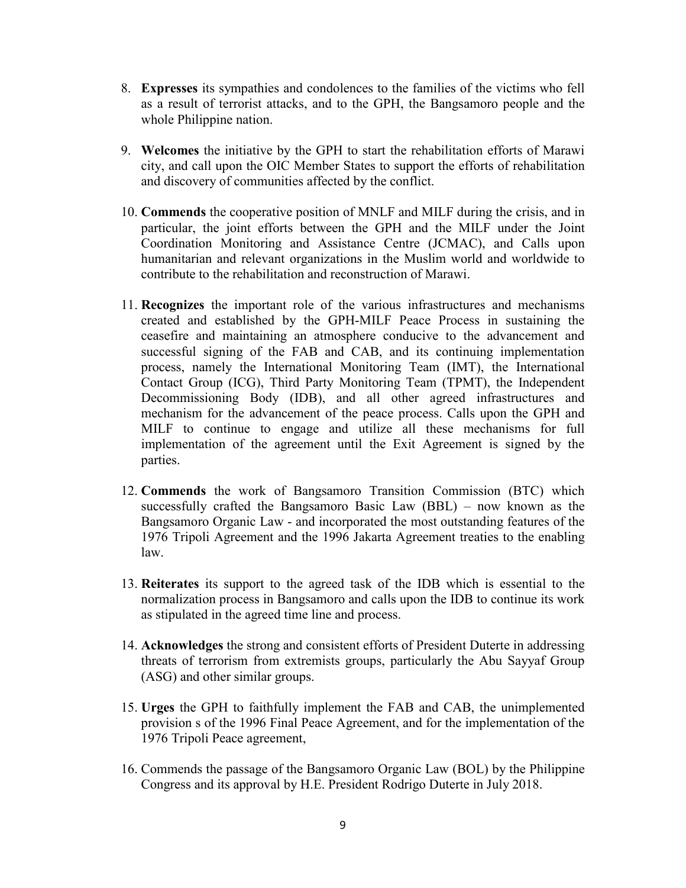8. **Expresses** its sympathies and condolences to the families of the victims who fell as a result of terrorist attacks, and to the GPH, the Bangsamoro people and the whole Philippine nation.

9. **Welcomes** the initiative by the GPH to start the rehabilitation efforts of Marawi city, and call upon the OIC Member States to support the efforts of rehabilitation and discovery of communities affected by the conflict.

10. **Commends** the cooperative position of MNLF and MILF during the crisis, and in particular, the joint efforts between the GPH and the MILF under the Joint Coordination Monitoring and Assistance Centre (JCMAC), and Calls upon humanitarian and relevant organizations in the Muslim world and worldwide to contribute to the rehabilitation and reconstruction of Marawi.

11. **Recognizes** the important role of the various infrastructures and mechanisms created and established by the GPH-MILF Peace Process in sustaining the ceasefire and maintaining an atmosphere conducive to the advancement and successful signing of the FAB and CAB, and its continuing implementation process, namely the International Monitoring Team (IMT), the International Contact Group (ICG), Third Party Monitoring Team (TPMT), the Independent Decommissioning Body (IDB), and all other agreed infrastructures and mechanism for the advancement of the peace process. Calls upon the GPH and MILF to continue to engage and utilize all these mechanisms for full implementation of the agreement until the Exit Agreement is signed by the parties.

12. **Commends** the work of Bangsamoro Transition Commission (BTC) which successfully crafted the Bangsamoro Basic Law (BBL) – now known as the Bangsamoro Organic Law - and incorporated the most outstanding features of the 1976 Tripoli Agreement and the 1996 Jakarta Agreement treaties to the enabling law.

13. **Reiterates** its support to the agreed task of the IDB which is essential to the normalization process in Bangsamoro and calls upon the IDB to continue its work as stipulated in the agreed time line and process.

14. **Acknowledges** the strong and consistent efforts of President Duterte in addressing threats of terrorism from extremists groups, particularly the Abu Sayyaf Group (ASG) and other similar groups.

15. **Urges** the GPH to faithfully implement the FAB and CAB, the unimplemented provision s of the 1996 Final Peace Agreement, and for the implementation of the 1976 Tripoli Peace agreement,

16. Commends the passage of the Bangsamoro Organic Law (BOL) by the Philippine Congress and its approval by H.E. President Rodrigo Duterte in July 2018.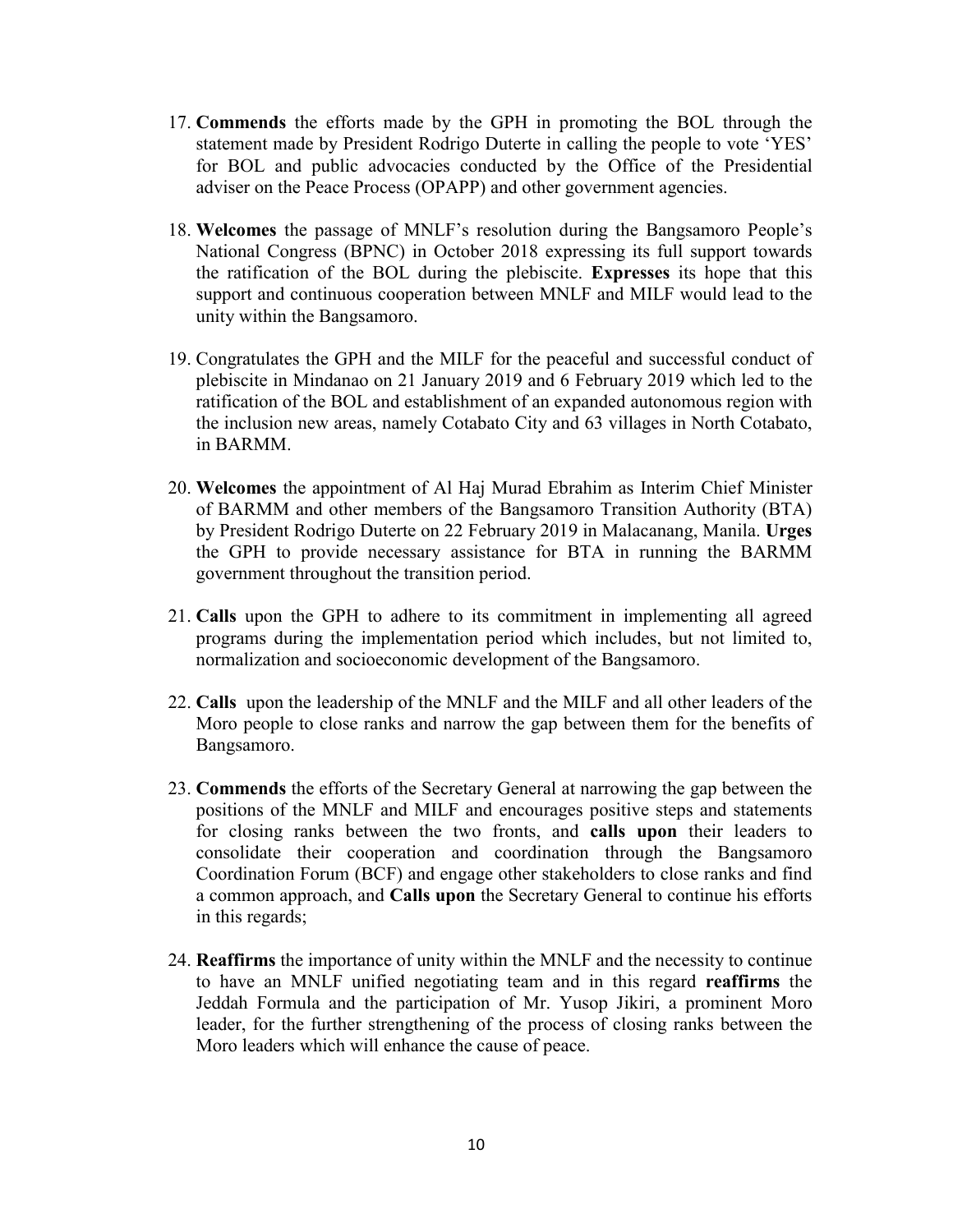17. **Commends** the efforts made by the GPH in promoting the BOL through the statement made by President Rodrigo Duterte in calling the people to vote 'YES' for BOL and public advocacies conducted by the Office of the Presidential adviser on the Peace Process (OPAPP) and other government agencies.

18. **Welcomes** the passage of MNLF's resolution during the Bangsamoro People's National Congress (BPNC) in October 2018 expressing its full support towards the ratification of the BOL during the plebiscite. **Expresses** its hope that this support and continuous cooperation between MNLF and MILF would lead to the unity within the Bangsamoro.

19. Congratulates the GPH and the MILF for the peaceful and successful conduct of plebiscite in Mindanao on 21 January 2019 and 6 February 2019 which led to the ratification of the BOL and establishment of an expanded autonomous region with the inclusion new areas, namely Cotabato City and 63 villages in North Cotabato, in BARMM.

20. **Welcomes** the appointment of Al Haj Murad Ebrahim as Interim Chief Minister of BARMM and other members of the Bangsamoro Transition Authority (BTA) by President Rodrigo Duterte on 22 February 2019 in Malacanang, Manila. **Urges** the GPH to provide necessary assistance for BTA in running the BARMM government throughout the transition period.

21. **Calls** upon the GPH to adhere to its commitment in implementing all agreed programs during the implementation period which includes, but not limited to, normalization and socioeconomic development of the Bangsamoro.

22. **Calls** upon the leadership of the MNLF and the MILF and all other leaders of the Moro people to close ranks and narrow the gap between them for the benefits of Bangsamoro.

23. **Commends** the efforts of the Secretary General at narrowing the gap between the positions of the MNLF and MILF and encourages positive steps and statements for closing ranks between the two fronts, and **calls upon** their leaders to consolidate their cooperation and coordination through the Bangsamoro Coordination Forum (BCF) and engage other stakeholders to close ranks and find a common approach, and **Calls upon** the Secretary General to continue his efforts in this regards;

24. **Reaffirms** the importance of unity within the MNLF and the necessity to continue to have an MNLF unified negotiating team and in this regard **reaffirms** the Jeddah Formula and the participation of Mr. Yusop Jikiri, a prominent Moro leader, for the further strengthening of the process of closing ranks between the Moro leaders which will enhance the cause of peace.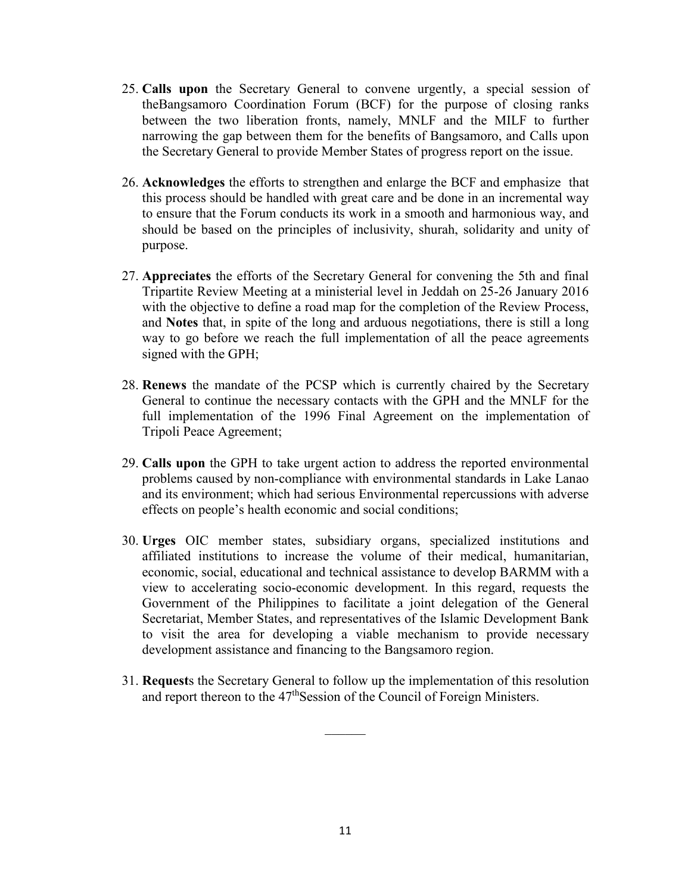25. **Calls upon** the Secretary General to convene urgently, a special session of theBangsamoro Coordination Forum (BCF) for the purpose of closing ranks between the two liberation fronts, namely, MNLF and the MILF to further narrowing the gap between them for the benefits of Bangsamoro, and Calls upon the Secretary General to provide Member States of progress report on the issue.

26. **Acknowledges** the efforts to strengthen and enlarge the BCF and emphasize that this process should be handled with great care and be done in an incremental way to ensure that the Forum conducts its work in a smooth and harmonious way, and should be based on the principles of inclusivity, shurah, solidarity and unity of purpose.

27. **Appreciates** the efforts of the Secretary General for convening the 5th and final Tripartite Review Meeting at a ministerial level in Jeddah on 25-26 January 2016 with the objective to define a road map for the completion of the Review Process, and **Notes** that, in spite of the long and arduous negotiations, there is still a long way to go before we reach the full implementation of all the peace agreements signed with the GPH;

28. **Renews** the mandate of the PCSP which is currently chaired by the Secretary General to continue the necessary contacts with the GPH and the MNLF for the full implementation of the 1996 Final Agreement on the implementation of Tripoli Peace Agreement;

29. **Calls upon** the GPH to take urgent action to address the reported environmental problems caused by non-compliance with environmental standards in Lake Lanao and its environment; which had serious Environmental repercussions with adverse effects on people's health economic and social conditions;

30. **Urges** OIC member states, subsidiary organs, specialized institutions and affiliated institutions to increase the volume of their medical, humanitarian, economic, social, educational and technical assistance to develop BARMM with a view to accelerating socio-economic development. In this regard, requests the Government of the Philippines to facilitate a joint delegation of the General Secretariat, Member States, and representatives of the Islamic Development Bank to visit the area for developing a viable mechanism to provide necessary development assistance and financing to the Bangsamoro region.

31. **Request**s the Secretary General to follow up the implementation of this resolution and report thereon to the 47thSession of the Council of Foreign Ministers.

______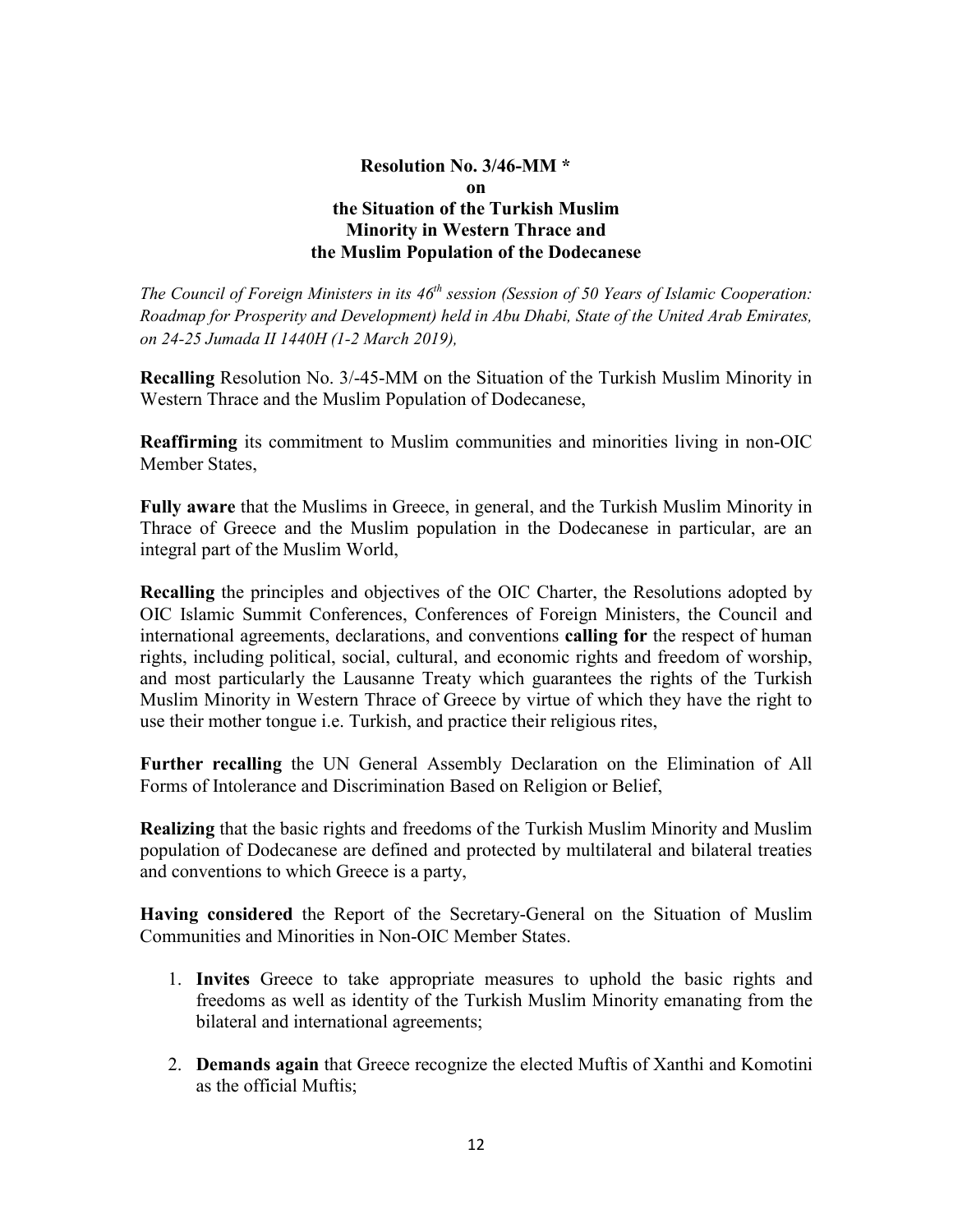**Resolution No. 3/46-MM ***
**on**
**the Situation of the Turkish Muslim Minority in Western Thrace and the Muslim Population of the Dodecanese**

*The Council of Foreign Ministers in its 46th session (Session of 50 Years of Islamic Cooperation: Roadmap for Prosperity and Development) held in Abu Dhabi, State of the United Arab Emirates, on 24-25 Jumada II 1440H (1-2 March 2019),*

**Recalling** Resolution No. 3/-45-MM on the Situation of the Turkish Muslim Minority in Western Thrace and the Muslim Population of Dodecanese,

**Reaffirming** its commitment to Muslim communities and minorities living in non-OIC Member States,

**Fully aware** that the Muslims in Greece, in general, and the Turkish Muslim Minority in Thrace of Greece and the Muslim population in the Dodecanese in particular, are an integral part of the Muslim World,

**Recalling** the principles and objectives of the OIC Charter, the Resolutions adopted by OIC Islamic Summit Conferences, Conferences of Foreign Ministers, the Council and international agreements, declarations, and conventions **calling for** the respect of human rights, including political, social, cultural, and economic rights and freedom of worship, and most particularly the Lausanne Treaty which guarantees the rights of the Turkish Muslim Minority in Western Thrace of Greece by virtue of which they have the right to use their mother tongue i.e. Turkish, and practice their religious rites,

**Further recalling** the UN General Assembly Declaration on the Elimination of All Forms of Intolerance and Discrimination Based on Religion or Belief,

**Realizing** that the basic rights and freedoms of the Turkish Muslim Minority and Muslim population of Dodecanese are defined and protected by multilateral and bilateral treaties and conventions to which Greece is a party,

**Having considered** the Report of the Secretary-General on the Situation of Muslim Communities and Minorities in Non-OIC Member States.

1. **Invites** Greece to take appropriate measures to uphold the basic rights and freedoms as well as identity of the Turkish Muslim Minority emanating from the bilateral and international agreements;

2. **Demands again** that Greece recognize the elected Muftis of Xanthi and Komotini as the official Muftis;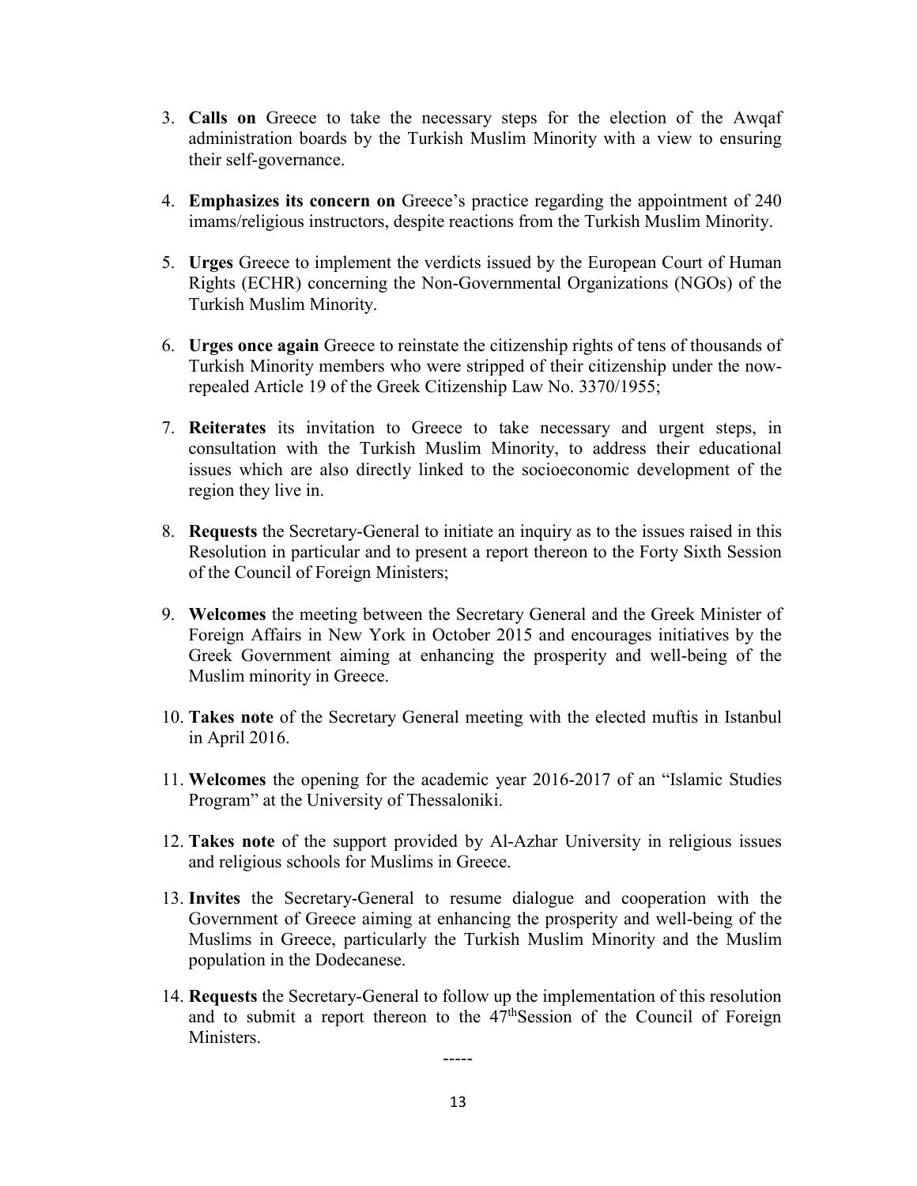3. **Calls on** Greece to take the necessary steps for the election of the Awqaf administration boards by the Turkish Muslim Minority with a view to ensuring their self-governance.

4. **Emphasizes its concern on** Greece's practice regarding the appointment of 240 imams/religious instructors, despite reactions from the Turkish Muslim Minority.

5. **Urges** Greece to implement the verdicts issued by the European Court of Human Rights (ECHR) concerning the Non-Governmental Organizations (NGOs) of the Turkish Muslim Minority.

6. **Urges once again** Greece to reinstate the citizenship rights of tens of thousands of Turkish Minority members who were stripped of their citizenship under the now-repealed Article 19 of the Greek Citizenship Law No. 3370/1955;

7. **Reiterates** its invitation to Greece to take necessary and urgent steps, in consultation with the Turkish Muslim Minority, to address their educational issues which are also directly linked to the socioeconomic development of the region they live in.

8. **Requests** the Secretary-General to initiate an inquiry as to the issues raised in this Resolution in particular and to present a report thereon to the Forty Sixth Session of the Council of Foreign Ministers;

9. **Welcomes** the meeting between the Secretary General and the Greek Minister of Foreign Affairs in New York in October 2015 and encourages initiatives by the Greek Government aiming at enhancing the prosperity and well-being of the Muslim minority in Greece.

10. **Takes note** of the Secretary General meeting with the elected muftis in Istanbul in April 2016.

11. **Welcomes** the opening for the academic year 2016-2017 of an "Islamic Studies Program" at the University of Thessaloniki.

12. **Takes note** of the support provided by Al-Azhar University in religious issues and religious schools for Muslims in Greece.

13. **Invites** the Secretary-General to resume dialogue and cooperation with the Government of Greece aiming at enhancing the prosperity and well-being of the Muslims in Greece, particularly the Turkish Muslim Minority and the Muslim population in the Dodecanese.

14. **Requests** the Secretary-General to follow up the implementation of this resolution and to submit a report thereon to the 47th Session of the Council of Foreign Ministers.

-----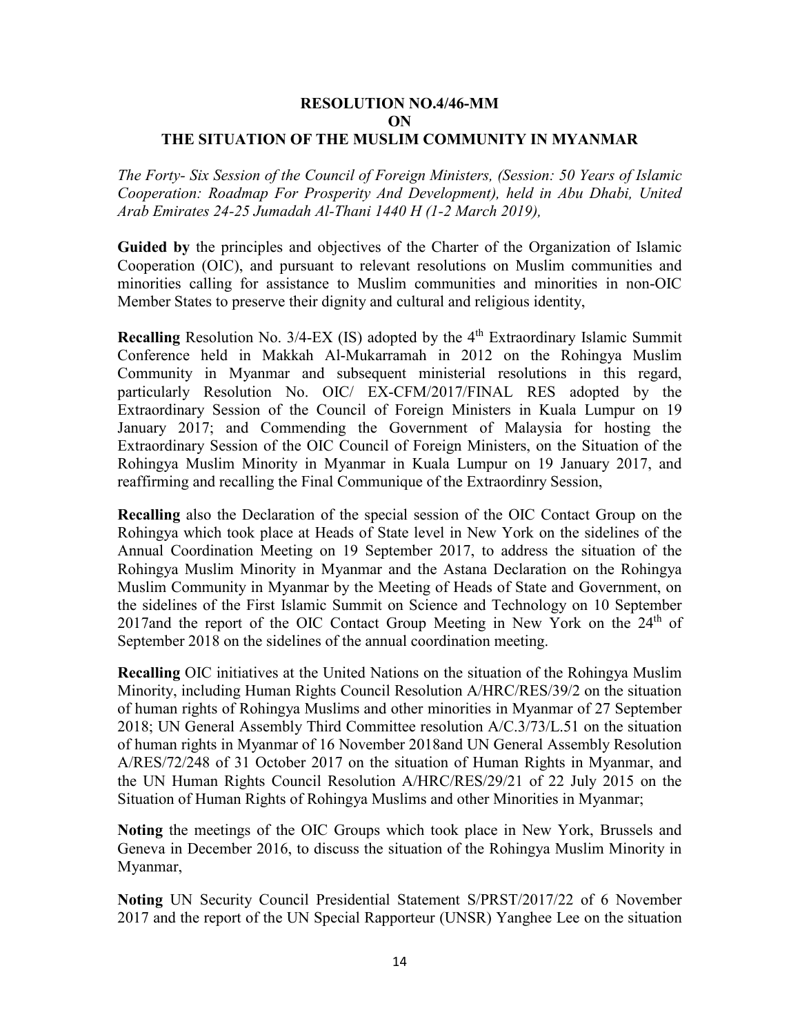**RESOLUTION NO.4/46-MM**
**ON**
**THE SITUATION OF THE MUSLIM COMMUNITY IN MYANMAR**

*The Forty- Six Session of the Council of Foreign Ministers, (Session: 50 Years of Islamic Cooperation: Roadmap For Prosperity And Development), held in Abu Dhabi, United Arab Emirates 24-25 Jumadah Al-Thani 1440 H (1-2 March 2019),*

**Guided by** the principles and objectives of the Charter of the Organization of Islamic Cooperation (OIC), and pursuant to relevant resolutions on Muslim communities and minorities calling for assistance to Muslim communities and minorities in non-OIC Member States to preserve their dignity and cultural and religious identity,

**Recalling** Resolution No. 3/4-EX (IS) adopted by the 4th Extraordinary Islamic Summit Conference held in Makkah Al-Mukarramah in 2012 on the Rohingya Muslim Community in Myanmar and subsequent ministerial resolutions in this regard, particularly Resolution No. OIC/ EX-CFM/2017/FINAL RES adopted by the Extraordinary Session of the Council of Foreign Ministers in Kuala Lumpur on 19 January 2017; and Commending the Government of Malaysia for hosting the Extraordinary Session of the OIC Council of Foreign Ministers, on the Situation of the Rohingya Muslim Minority in Myanmar in Kuala Lumpur on 19 January 2017, and reaffirming and recalling the Final Communique of the Extraordinry Session,

**Recalling** also the Declaration of the special session of the OIC Contact Group on the Rohingya which took place at Heads of State level in New York on the sidelines of the Annual Coordination Meeting on 19 September 2017, to address the situation of the Rohingya Muslim Minority in Myanmar and the Astana Declaration on the Rohingya Muslim Community in Myanmar by the Meeting of Heads of State and Government, on the sidelines of the First Islamic Summit on Science and Technology on 10 September 2017and the report of the OIC Contact Group Meeting in New York on the 24th of September 2018 on the sidelines of the annual coordination meeting.

**Recalling** OIC initiatives at the United Nations on the situation of the Rohingya Muslim Minority, including Human Rights Council Resolution A/HRC/RES/39/2 on the situation of human rights of Rohingya Muslims and other minorities in Myanmar of 27 September 2018; UN General Assembly Third Committee resolution A/C.3/73/L.51 on the situation of human rights in Myanmar of 16 November 2018and UN General Assembly Resolution A/RES/72/248 of 31 October 2017 on the situation of Human Rights in Myanmar, and the UN Human Rights Council Resolution A/HRC/RES/29/21 of 22 July 2015 on the Situation of Human Rights of Rohingya Muslims and other Minorities in Myanmar;

**Noting** the meetings of the OIC Groups which took place in New York, Brussels and Geneva in December 2016, to discuss the situation of the Rohingya Muslim Minority in Myanmar,

**Noting** UN Security Council Presidential Statement S/PRST/2017/22 of 6 November 2017 and the report of the UN Special Rapporteur (UNSR) Yanghee Lee on the situation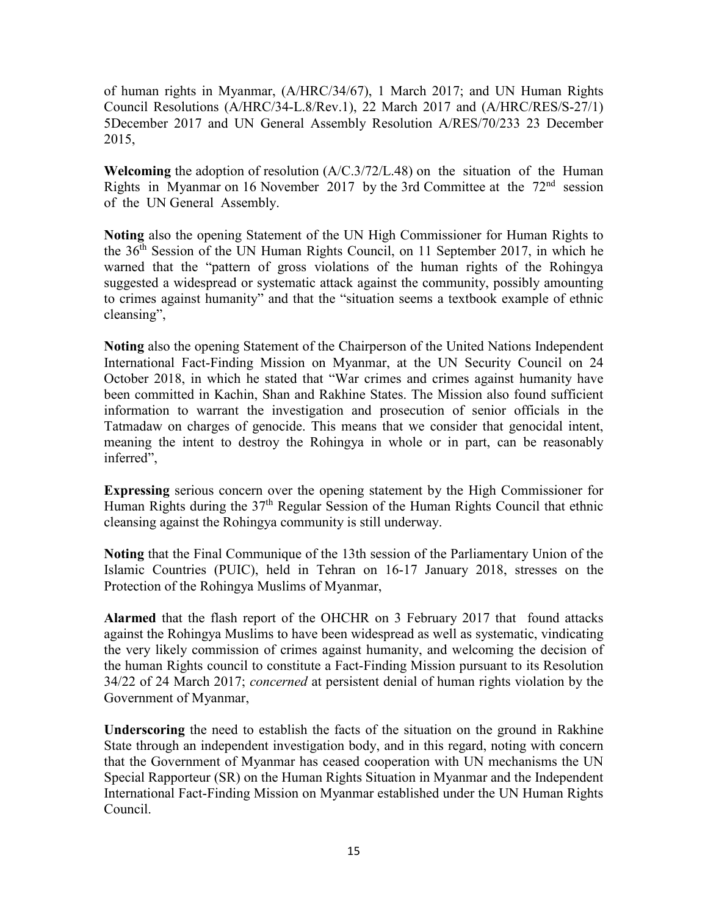of human rights in Myanmar, (A/HRC/34/67), 1 March 2017; and UN Human Rights Council Resolutions (A/HRC/34-L.8/Rev.1), 22 March 2017 and (A/HRC/RES/S-27/1) 5December 2017 and UN General Assembly Resolution A/RES/70/233 23 December 2015,

**Welcoming** the adoption of resolution (A/C.3/72/L.48) on the situation of the Human Rights in Myanmar on 16 November 2017 by the 3rd Committee at the 72nd session of the UN General Assembly.

**Noting** also the opening Statement of the UN High Commissioner for Human Rights to the 36th Session of the UN Human Rights Council, on 11 September 2017, in which he warned that the "pattern of gross violations of the human rights of the Rohingya suggested a widespread or systematic attack against the community, possibly amounting to crimes against humanity" and that the "situation seems a textbook example of ethnic cleansing",

**Noting** also the opening Statement of the Chairperson of the United Nations Independent International Fact-Finding Mission on Myanmar, at the UN Security Council on 24 October 2018, in which he stated that "War crimes and crimes against humanity have been committed in Kachin, Shan and Rakhine States. The Mission also found sufficient information to warrant the investigation and prosecution of senior officials in the Tatmadaw on charges of genocide. This means that we consider that genocidal intent, meaning the intent to destroy the Rohingya in whole or in part, can be reasonably inferred",

**Expressing** serious concern over the opening statement by the High Commissioner for Human Rights during the 37th Regular Session of the Human Rights Council that ethnic cleansing against the Rohingya community is still underway.

**Noting** that the Final Communique of the 13th session of the Parliamentary Union of the Islamic Countries (PUIC), held in Tehran on 16-17 January 2018, stresses on the Protection of the Rohingya Muslims of Myanmar,

**Alarmed** that the flash report of the OHCHR on 3 February 2017 that found attacks against the Rohingya Muslims to have been widespread as well as systematic, vindicating the very likely commission of crimes against humanity, and welcoming the decision of the human Rights council to constitute a Fact-Finding Mission pursuant to its Resolution 34/22 of 24 March 2017; *concerned* at persistent denial of human rights violation by the Government of Myanmar,

**Underscoring** the need to establish the facts of the situation on the ground in Rakhine State through an independent investigation body, and in this regard, noting with concern that the Government of Myanmar has ceased cooperation with UN mechanisms the UN Special Rapporteur (SR) on the Human Rights Situation in Myanmar and the Independent International Fact-Finding Mission on Myanmar established under the UN Human Rights Council.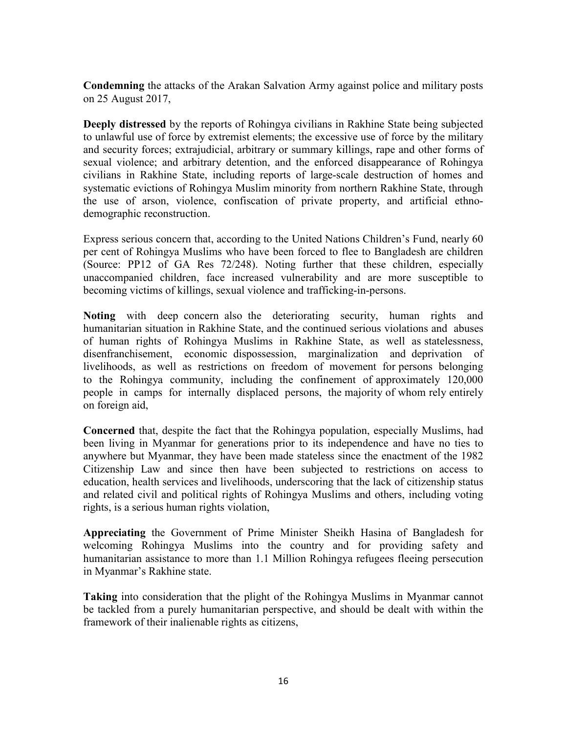**Condemning** the attacks of the Arakan Salvation Army against police and military posts on 25 August 2017,

**Deeply distressed** by the reports of Rohingya civilians in Rakhine State being subjected to unlawful use of force by extremist elements; the excessive use of force by the military and security forces; extrajudicial, arbitrary or summary killings, rape and other forms of sexual violence; and arbitrary detention, and the enforced disappearance of Rohingya civilians in Rakhine State, including reports of large-scale destruction of homes and systematic evictions of Rohingya Muslim minority from northern Rakhine State, through the use of arson, violence, confiscation of private property, and artificial ethno-demographic reconstruction.

Express serious concern that, according to the United Nations Children's Fund, nearly 60 per cent of Rohingya Muslims who have been forced to flee to Bangladesh are children (Source: PP12 of GA Res 72/248). Noting further that these children, especially unaccompanied children, face increased vulnerability and are more susceptible to becoming victims of killings, sexual violence and trafficking-in-persons.

**Noting** with deep concern also the deteriorating security, human rights and humanitarian situation in Rakhine State, and the continued serious violations and abuses of human rights of Rohingya Muslims in Rakhine State, as well as statelessness, disenfranchisement, economic dispossession, marginalization and deprivation of livelihoods, as well as restrictions on freedom of movement for persons belonging to the Rohingya community, including the confinement of approximately 120,000 people in camps for internally displaced persons, the majority of whom rely entirely on foreign aid,

**Concerned** that, despite the fact that the Rohingya population, especially Muslims, had been living in Myanmar for generations prior to its independence and have no ties to anywhere but Myanmar, they have been made stateless since the enactment of the 1982 Citizenship Law and since then have been subjected to restrictions on access to education, health services and livelihoods, underscoring that the lack of citizenship status and related civil and political rights of Rohingya Muslims and others, including voting rights, is a serious human rights violation,

**Appreciating** the Government of Prime Minister Sheikh Hasina of Bangladesh for welcoming Rohingya Muslims into the country and for providing safety and humanitarian assistance to more than 1.1 Million Rohingya refugees fleeing persecution in Myanmar's Rakhine state.

**Taking** into consideration that the plight of the Rohingya Muslims in Myanmar cannot be tackled from a purely humanitarian perspective, and should be dealt with within the framework of their inalienable rights as citizens,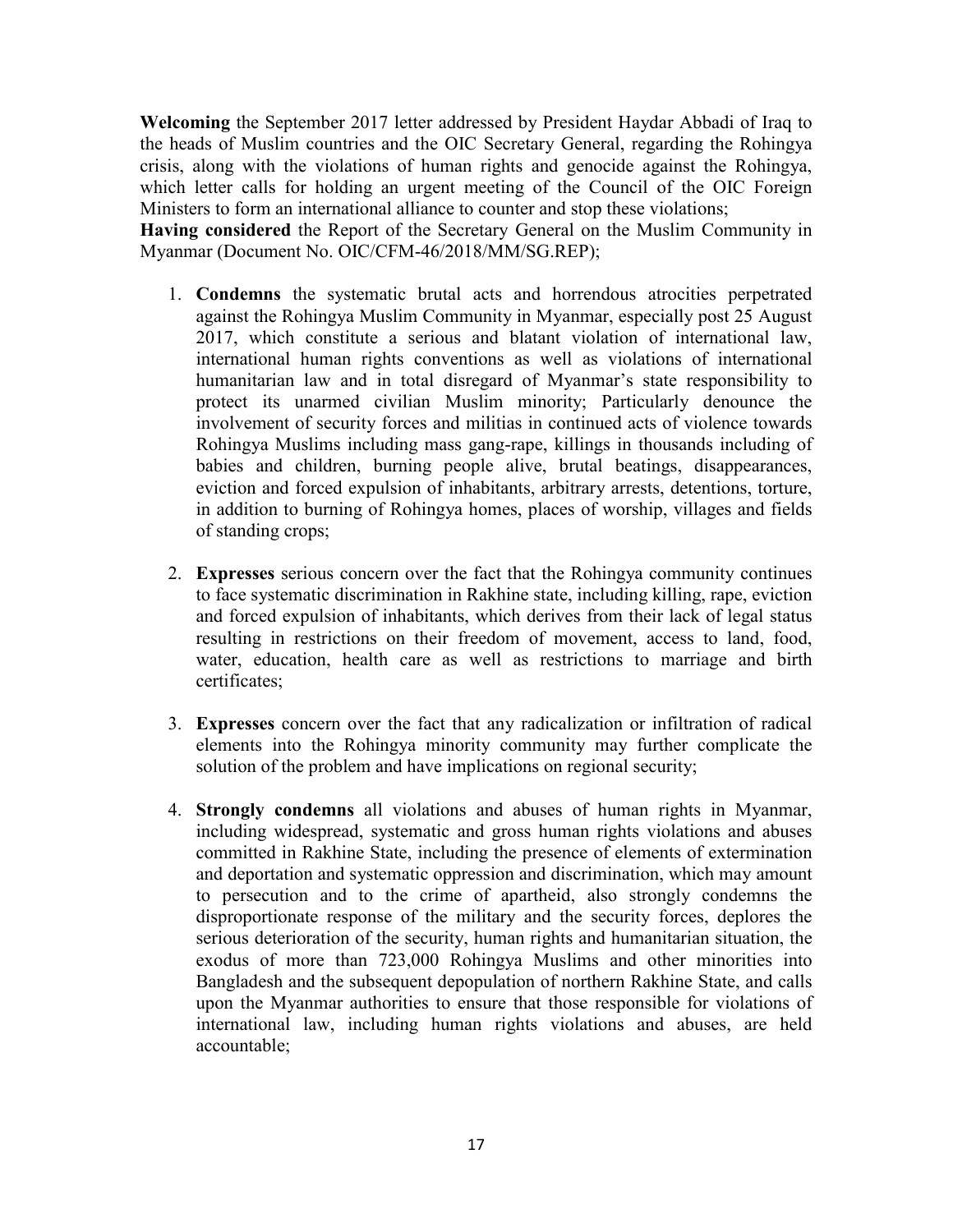**Welcoming** the September 2017 letter addressed by President Haydar Abbadi of Iraq to the heads of Muslim countries and the OIC Secretary General, regarding the Rohingya crisis, along with the violations of human rights and genocide against the Rohingya, which letter calls for holding an urgent meeting of the Council of the OIC Foreign Ministers to form an international alliance to counter and stop these violations;

**Having considered** the Report of the Secretary General on the Muslim Community in Myanmar (Document No. OIC/CFM-46/2018/MM/SG.REP);

1. **Condemns** the systematic brutal acts and horrendous atrocities perpetrated against the Rohingya Muslim Community in Myanmar, especially post 25 August 2017, which constitute a serious and blatant violation of international law, international human rights conventions as well as violations of international humanitarian law and in total disregard of Myanmar's state responsibility to protect its unarmed civilian Muslim minority; Particularly denounce the involvement of security forces and militias in continued acts of violence towards Rohingya Muslims including mass gang-rape, killings in thousands including of babies and children, burning people alive, brutal beatings, disappearances, eviction and forced expulsion of inhabitants, arbitrary arrests, detentions, torture, in addition to burning of Rohingya homes, places of worship, villages and fields of standing crops;

2. **Expresses** serious concern over the fact that the Rohingya community continues to face systematic discrimination in Rakhine state, including killing, rape, eviction and forced expulsion of inhabitants, which derives from their lack of legal status resulting in restrictions on their freedom of movement, access to land, food, water, education, health care as well as restrictions to marriage and birth certificates;

3. **Expresses** concern over the fact that any radicalization or infiltration of radical elements into the Rohingya minority community may further complicate the solution of the problem and have implications on regional security;

4. **Strongly condemns** all violations and abuses of human rights in Myanmar, including widespread, systematic and gross human rights violations and abuses committed in Rakhine State, including the presence of elements of extermination and deportation and systematic oppression and discrimination, which may amount to persecution and to the crime of apartheid, also strongly condemns the disproportionate response of the military and the security forces, deplores the serious deterioration of the security, human rights and humanitarian situation, the exodus of more than 723,000 Rohingya Muslims and other minorities into Bangladesh and the subsequent depopulation of northern Rakhine State, and calls upon the Myanmar authorities to ensure that those responsible for violations of international law, including human rights violations and abuses, are held accountable;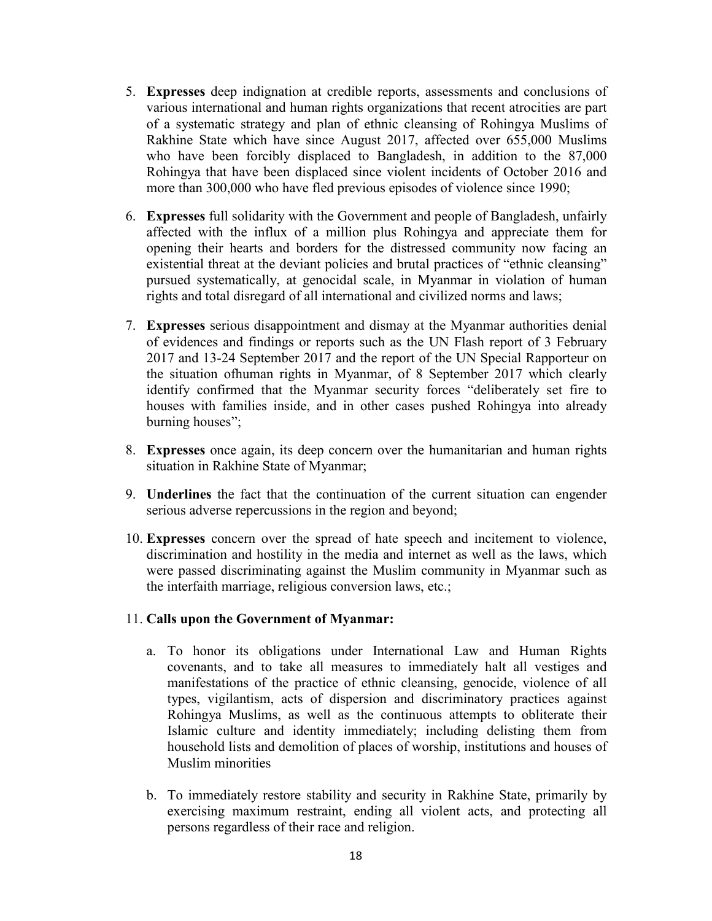5. **Expresses** deep indignation at credible reports, assessments and conclusions of various international and human rights organizations that recent atrocities are part of a systematic strategy and plan of ethnic cleansing of Rohingya Muslims of Rakhine State which have since August 2017, affected over 655,000 Muslims who have been forcibly displaced to Bangladesh, in addition to the 87,000 Rohingya that have been displaced since violent incidents of October 2016 and more than 300,000 who have fled previous episodes of violence since 1990;

6. **Expresses** full solidarity with the Government and people of Bangladesh, unfairly affected with the influx of a million plus Rohingya and appreciate them for opening their hearts and borders for the distressed community now facing an existential threat at the deviant policies and brutal practices of "ethnic cleansing" pursued systematically, at genocidal scale, in Myanmar in violation of human rights and total disregard of all international and civilized norms and laws;

7. **Expresses** serious disappointment and dismay at the Myanmar authorities denial of evidences and findings or reports such as the UN Flash report of 3 February 2017 and 13-24 September 2017 and the report of the UN Special Rapporteur on the situation ofhuman rights in Myanmar, of 8 September 2017 which clearly identify confirmed that the Myanmar security forces "deliberately set fire to houses with families inside, and in other cases pushed Rohingya into already burning houses";

8. **Expresses** once again, its deep concern over the humanitarian and human rights situation in Rakhine State of Myanmar;

9. **Underlines** the fact that the continuation of the current situation can engender serious adverse repercussions in the region and beyond;

10. **Expresses** concern over the spread of hate speech and incitement to violence, discrimination and hostility in the media and internet as well as the laws, which were passed discriminating against the Muslim community in Myanmar such as the interfaith marriage, religious conversion laws, etc.;

11. **Calls upon the Government of Myanmar:**

    a. To honor its obligations under International Law and Human Rights covenants, and to take all measures to immediately halt all vestiges and manifestations of the practice of ethnic cleansing, genocide, violence of all types, vigilantism, acts of dispersion and discriminatory practices against Rohingya Muslims, as well as the continuous attempts to obliterate their Islamic culture and identity immediately; including delisting them from household lists and demolition of places of worship, institutions and houses of Muslim minorities

    b. To immediately restore stability and security in Rakhine State, primarily by exercising maximum restraint, ending all violent acts, and protecting all persons regardless of their race and religion.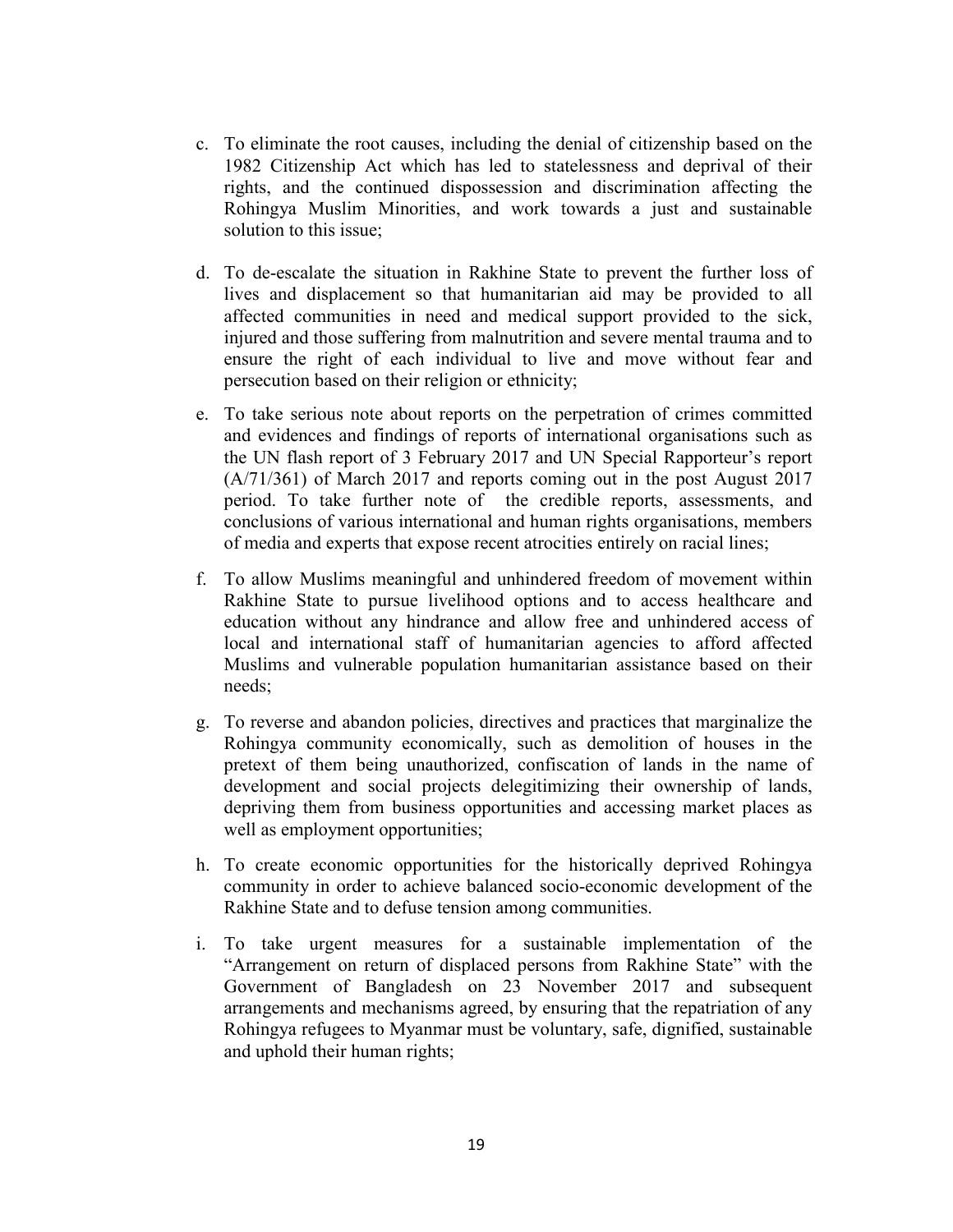c. To eliminate the root causes, including the denial of citizenship based on the 1982 Citizenship Act which has led to statelessness and deprival of their rights, and the continued dispossession and discrimination affecting the Rohingya Muslim Minorities, and work towards a just and sustainable solution to this issue;

d. To de-escalate the situation in Rakhine State to prevent the further loss of lives and displacement so that humanitarian aid may be provided to all affected communities in need and medical support provided to the sick, injured and those suffering from malnutrition and severe mental trauma and to ensure the right of each individual to live and move without fear and persecution based on their religion or ethnicity;

e. To take serious note about reports on the perpetration of crimes committed and evidences and findings of reports of international organisations such as the UN flash report of 3 February 2017 and UN Special Rapporteur's report (A/71/361) of March 2017 and reports coming out in the post August 2017 period. To take further note of the credible reports, assessments, and conclusions of various international and human rights organisations, members of media and experts that expose recent atrocities entirely on racial lines;

f. To allow Muslims meaningful and unhindered freedom of movement within Rakhine State to pursue livelihood options and to access healthcare and education without any hindrance and allow free and unhindered access of local and international staff of humanitarian agencies to afford affected Muslims and vulnerable population humanitarian assistance based on their needs;

g. To reverse and abandon policies, directives and practices that marginalize the Rohingya community economically, such as demolition of houses in the pretext of them being unauthorized, confiscation of lands in the name of development and social projects delegitimizing their ownership of lands, depriving them from business opportunities and accessing market places as well as employment opportunities;

h. To create economic opportunities for the historically deprived Rohingya community in order to achieve balanced socio-economic development of the Rakhine State and to defuse tension among communities.

i. To take urgent measures for a sustainable implementation of the "Arrangement on return of displaced persons from Rakhine State" with the Government of Bangladesh on 23 November 2017 and subsequent arrangements and mechanisms agreed, by ensuring that the repatriation of any Rohingya refugees to Myanmar must be voluntary, safe, dignified, sustainable and uphold their human rights;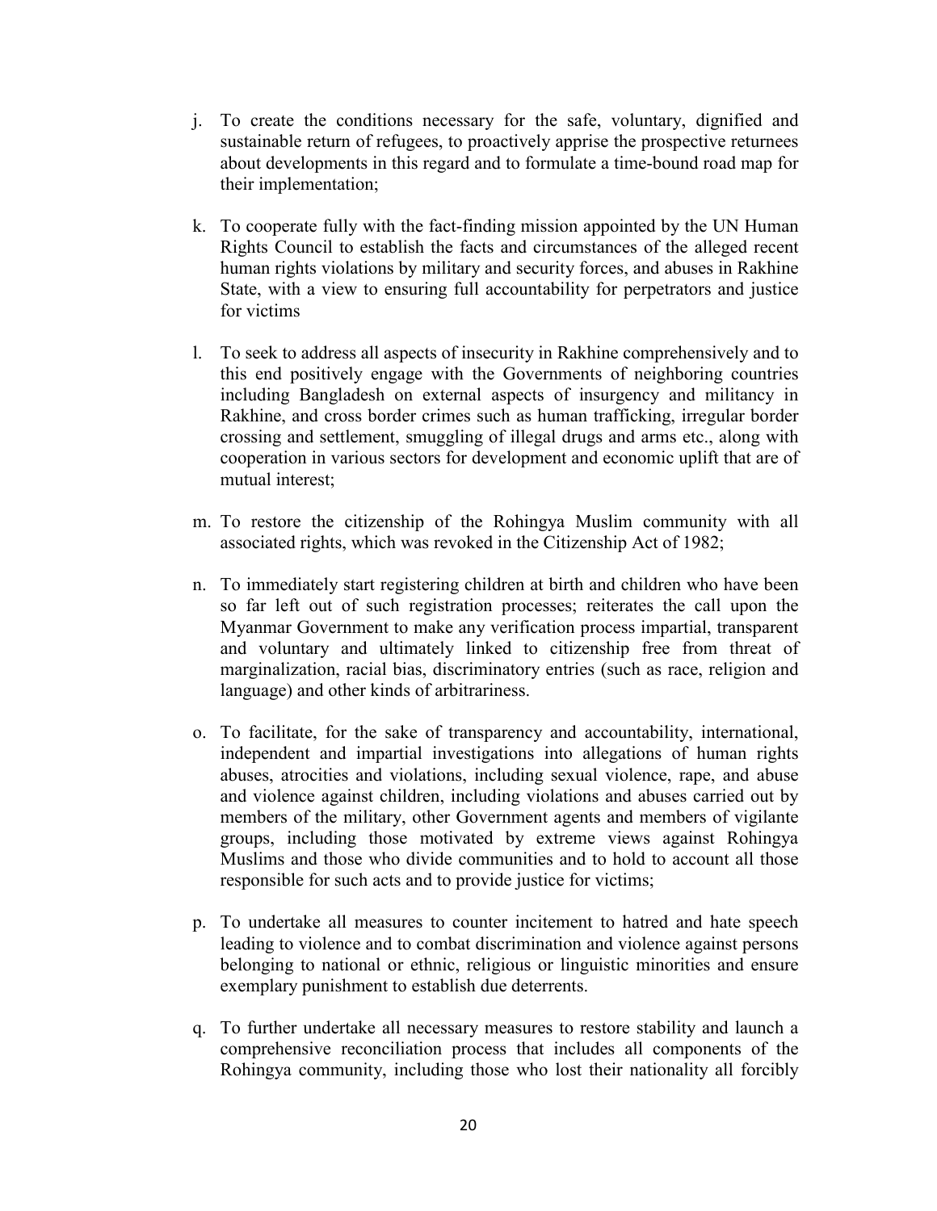j. To create the conditions necessary for the safe, voluntary, dignified and sustainable return of refugees, to proactively apprise the prospective returnees about developments in this regard and to formulate a time-bound road map for their implementation;

k. To cooperate fully with the fact-finding mission appointed by the UN Human Rights Council to establish the facts and circumstances of the alleged recent human rights violations by military and security forces, and abuses in Rakhine State, with a view to ensuring full accountability for perpetrators and justice for victims

l. To seek to address all aspects of insecurity in Rakhine comprehensively and to this end positively engage with the Governments of neighboring countries including Bangladesh on external aspects of insurgency and militancy in Rakhine, and cross border crimes such as human trafficking, irregular border crossing and settlement, smuggling of illegal drugs and arms etc., along with cooperation in various sectors for development and economic uplift that are of mutual interest;

m. To restore the citizenship of the Rohingya Muslim community with all associated rights, which was revoked in the Citizenship Act of 1982;

n. To immediately start registering children at birth and children who have been so far left out of such registration processes; reiterates the call upon the Myanmar Government to make any verification process impartial, transparent and voluntary and ultimately linked to citizenship free from threat of marginalization, racial bias, discriminatory entries (such as race, religion and language) and other kinds of arbitrariness.

o. To facilitate, for the sake of transparency and accountability, international, independent and impartial investigations into allegations of human rights abuses, atrocities and violations, including sexual violence, rape, and abuse and violence against children, including violations and abuses carried out by members of the military, other Government agents and members of vigilante groups, including those motivated by extreme views against Rohingya Muslims and those who divide communities and to hold to account all those responsible for such acts and to provide justice for victims;

p. To undertake all measures to counter incitement to hatred and hate speech leading to violence and to combat discrimination and violence against persons belonging to national or ethnic, religious or linguistic minorities and ensure exemplary punishment to establish due deterrents.

q. To further undertake all necessary measures to restore stability and launch a comprehensive reconciliation process that includes all components of the Rohingya community, including those who lost their nationality all forcibly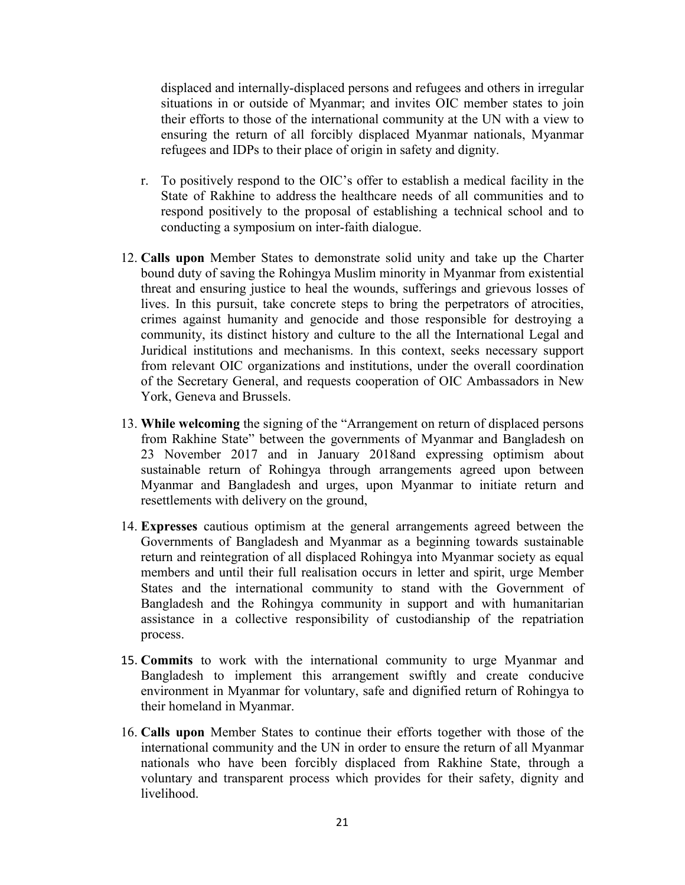displaced and internally-displaced persons and refugees and others in irregular situations in or outside of Myanmar; and invites OIC member states to join their efforts to those of the international community at the UN with a view to ensuring the return of all forcibly displaced Myanmar nationals, Myanmar refugees and IDPs to their place of origin in safety and dignity.

r. To positively respond to the OIC's offer to establish a medical facility in the State of Rakhine to address the healthcare needs of all communities and to respond positively to the proposal of establishing a technical school and to conducting a symposium on inter-faith dialogue.

12. **Calls upon** Member States to demonstrate solid unity and take up the Charter bound duty of saving the Rohingya Muslim minority in Myanmar from existential threat and ensuring justice to heal the wounds, sufferings and grievous losses of lives. In this pursuit, take concrete steps to bring the perpetrators of atrocities, crimes against humanity and genocide and those responsible for destroying a community, its distinct history and culture to the all the International Legal and Juridical institutions and mechanisms. In this context, seeks necessary support from relevant OIC organizations and institutions, under the overall coordination of the Secretary General, and requests cooperation of OIC Ambassadors in New York, Geneva and Brussels.

13. **While welcoming** the signing of the "Arrangement on return of displaced persons from Rakhine State" between the governments of Myanmar and Bangladesh on 23 November 2017 and in January 2018and expressing optimism about sustainable return of Rohingya through arrangements agreed upon between Myanmar and Bangladesh and urges, upon Myanmar to initiate return and resettlements with delivery on the ground,

14. **Expresses** cautious optimism at the general arrangements agreed between the Governments of Bangladesh and Myanmar as a beginning towards sustainable return and reintegration of all displaced Rohingya into Myanmar society as equal members and until their full realisation occurs in letter and spirit, urge Member States and the international community to stand with the Government of Bangladesh and the Rohingya community in support and with humanitarian assistance in a collective responsibility of custodianship of the repatriation process.

15. **Commits** to work with the international community to urge Myanmar and Bangladesh to implement this arrangement swiftly and create conducive environment in Myanmar for voluntary, safe and dignified return of Rohingya to their homeland in Myanmar.

16. **Calls upon** Member States to continue their efforts together with those of the international community and the UN in order to ensure the return of all Myanmar nationals who have been forcibly displaced from Rakhine State, through a voluntary and transparent process which provides for their safety, dignity and livelihood.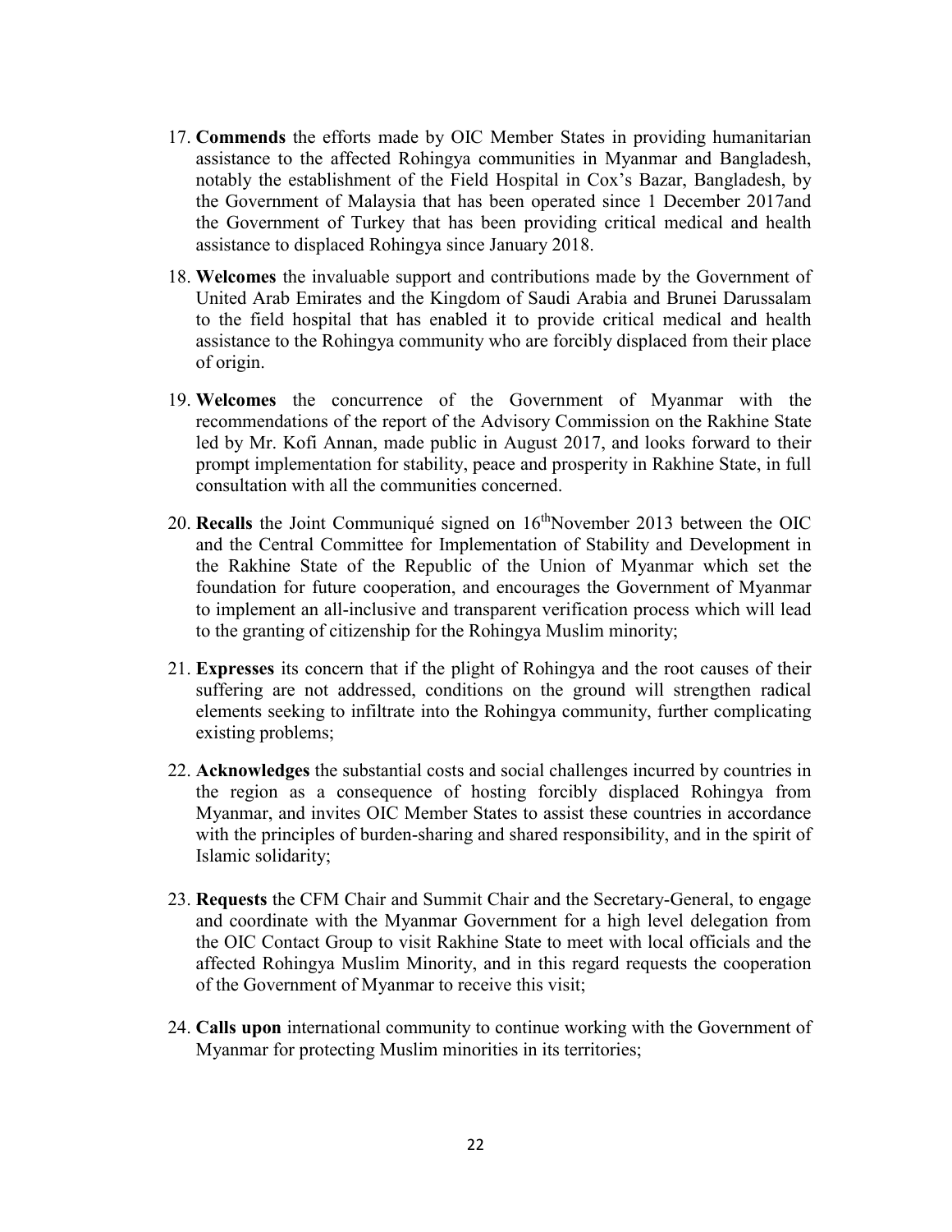17. **Commends** the efforts made by OIC Member States in providing humanitarian assistance to the affected Rohingya communities in Myanmar and Bangladesh, notably the establishment of the Field Hospital in Cox's Bazar, Bangladesh, by the Government of Malaysia that has been operated since 1 December 2017and the Government of Turkey that has been providing critical medical and health assistance to displaced Rohingya since January 2018.

18. **Welcomes** the invaluable support and contributions made by the Government of United Arab Emirates and the Kingdom of Saudi Arabia and Brunei Darussalam to the field hospital that has enabled it to provide critical medical and health assistance to the Rohingya community who are forcibly displaced from their place of origin.

19. **Welcomes** the concurrence of the Government of Myanmar with the recommendations of the report of the Advisory Commission on the Rakhine State led by Mr. Kofi Annan, made public in August 2017, and looks forward to their prompt implementation for stability, peace and prosperity in Rakhine State, in full consultation with all the communities concerned.

20. **Recalls** the Joint Communiqué signed on 16thNovember 2013 between the OIC and the Central Committee for Implementation of Stability and Development in the Rakhine State of the Republic of the Union of Myanmar which set the foundation for future cooperation, and encourages the Government of Myanmar to implement an all-inclusive and transparent verification process which will lead to the granting of citizenship for the Rohingya Muslim minority;

21. **Expresses** its concern that if the plight of Rohingya and the root causes of their suffering are not addressed, conditions on the ground will strengthen radical elements seeking to infiltrate into the Rohingya community, further complicating existing problems;

22. **Acknowledges** the substantial costs and social challenges incurred by countries in the region as a consequence of hosting forcibly displaced Rohingya from Myanmar, and invites OIC Member States to assist these countries in accordance with the principles of burden-sharing and shared responsibility, and in the spirit of Islamic solidarity;

23. **Requests** the CFM Chair and Summit Chair and the Secretary-General, to engage and coordinate with the Myanmar Government for a high level delegation from the OIC Contact Group to visit Rakhine State to meet with local officials and the affected Rohingya Muslim Minority, and in this regard requests the cooperation of the Government of Myanmar to receive this visit;

24. **Calls upon** international community to continue working with the Government of Myanmar for protecting Muslim minorities in its territories;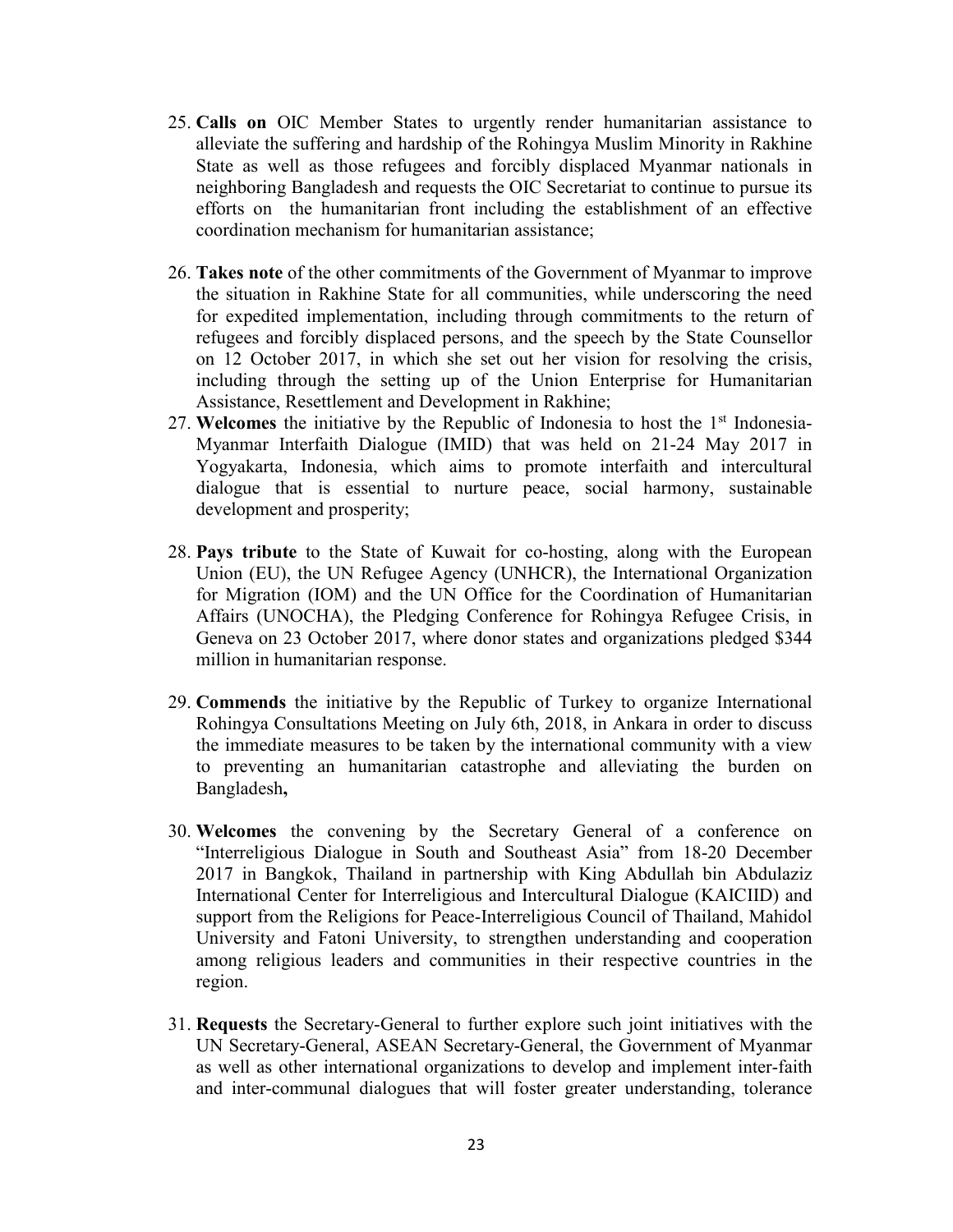25. **Calls on** OIC Member States to urgently render humanitarian assistance to alleviate the suffering and hardship of the Rohingya Muslim Minority in Rakhine State as well as those refugees and forcibly displaced Myanmar nationals in neighboring Bangladesh and requests the OIC Secretariat to continue to pursue its efforts on the humanitarian front including the establishment of an effective coordination mechanism for humanitarian assistance;

26. **Takes note** of the other commitments of the Government of Myanmar to improve the situation in Rakhine State for all communities, while underscoring the need for expedited implementation, including through commitments to the return of refugees and forcibly displaced persons, and the speech by the State Counsellor on 12 October 2017, in which she set out her vision for resolving the crisis, including through the setting up of the Union Enterprise for Humanitarian Assistance, Resettlement and Development in Rakhine;

27. **Welcomes** the initiative by the Republic of Indonesia to host the 1st Indonesia-Myanmar Interfaith Dialogue (IMID) that was held on 21-24 May 2017 in Yogyakarta, Indonesia, which aims to promote interfaith and intercultural dialogue that is essential to nurture peace, social harmony, sustainable development and prosperity;

28. **Pays tribute** to the State of Kuwait for co-hosting, along with the European Union (EU), the UN Refugee Agency (UNHCR), the International Organization for Migration (IOM) and the UN Office for the Coordination of Humanitarian Affairs (UNOCHA), the Pledging Conference for Rohingya Refugee Crisis, in Geneva on 23 October 2017, where donor states and organizations pledged $344 million in humanitarian response.

29. **Commends** the initiative by the Republic of Turkey to organize International Rohingya Consultations Meeting on July 6th, 2018, in Ankara in order to discuss the immediate measures to be taken by the international community with a view to preventing an humanitarian catastrophe and alleviating the burden on Bangladesh**,**

30. **Welcomes** the convening by the Secretary General of a conference on "Interreligious Dialogue in South and Southeast Asia" from 18-20 December 2017 in Bangkok, Thailand in partnership with King Abdullah bin Abdulaziz International Center for Interreligious and Intercultural Dialogue (KAICIID) and support from the Religions for Peace-Interreligious Council of Thailand, Mahidol University and Fatoni University, to strengthen understanding and cooperation among religious leaders and communities in their respective countries in the region.

31. **Requests** the Secretary-General to further explore such joint initiatives with the UN Secretary-General, ASEAN Secretary-General, the Government of Myanmar as well as other international organizations to develop and implement inter-faith and inter-communal dialogues that will foster greater understanding, tolerance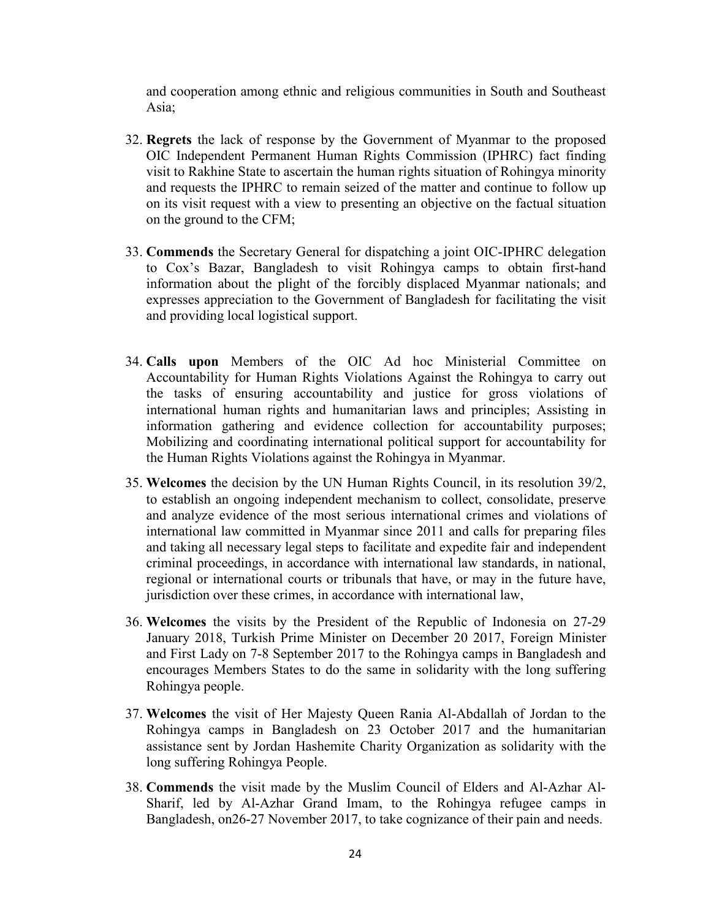and cooperation among ethnic and religious communities in South and Southeast Asia;

32. **Regrets** the lack of response by the Government of Myanmar to the proposed OIC Independent Permanent Human Rights Commission (IPHRC) fact finding visit to Rakhine State to ascertain the human rights situation of Rohingya minority and requests the IPHRC to remain seized of the matter and continue to follow up on its visit request with a view to presenting an objective on the factual situation on the ground to the CFM;

33. **Commends** the Secretary General for dispatching a joint OIC-IPHRC delegation to Cox's Bazar, Bangladesh to visit Rohingya camps to obtain first-hand information about the plight of the forcibly displaced Myanmar nationals; and expresses appreciation to the Government of Bangladesh for facilitating the visit and providing local logistical support.

34. **Calls upon** Members of the OIC Ad hoc Ministerial Committee on Accountability for Human Rights Violations Against the Rohingya to carry out the tasks of ensuring accountability and justice for gross violations of international human rights and humanitarian laws and principles; Assisting in information gathering and evidence collection for accountability purposes; Mobilizing and coordinating international political support for accountability for the Human Rights Violations against the Rohingya in Myanmar.

35. **Welcomes** the decision by the UN Human Rights Council, in its resolution 39/2, to establish an ongoing independent mechanism to collect, consolidate, preserve and analyze evidence of the most serious international crimes and violations of international law committed in Myanmar since 2011 and calls for preparing files and taking all necessary legal steps to facilitate and expedite fair and independent criminal proceedings, in accordance with international law standards, in national, regional or international courts or tribunals that have, or may in the future have, jurisdiction over these crimes, in accordance with international law,

36. **Welcomes** the visits by the President of the Republic of Indonesia on 27-29 January 2018, Turkish Prime Minister on December 20 2017, Foreign Minister and First Lady on 7-8 September 2017 to the Rohingya camps in Bangladesh and encourages Members States to do the same in solidarity with the long suffering Rohingya people.

37. **Welcomes** the visit of Her Majesty Queen Rania Al-Abdallah of Jordan to the Rohingya camps in Bangladesh on 23 October 2017 and the humanitarian assistance sent by Jordan Hashemite Charity Organization as solidarity with the long suffering Rohingya People.

38. **Commends** the visit made by the Muslim Council of Elders and Al-Azhar Al-Sharif, led by Al-Azhar Grand Imam, to the Rohingya refugee camps in Bangladesh, on26-27 November 2017, to take cognizance of their pain and needs.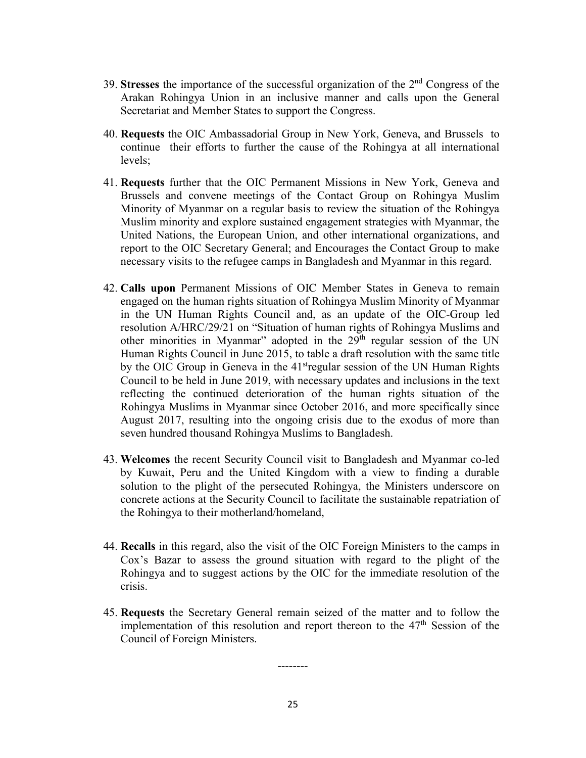39. **Stresses** the importance of the successful organization of the 2nd Congress of the Arakan Rohingya Union in an inclusive manner and calls upon the General Secretariat and Member States to support the Congress.

40. **Requests** the OIC Ambassadorial Group in New York, Geneva, and Brussels to continue their efforts to further the cause of the Rohingya at all international levels;

41. **Requests** further that the OIC Permanent Missions in New York, Geneva and Brussels and convene meetings of the Contact Group on Rohingya Muslim Minority of Myanmar on a regular basis to review the situation of the Rohingya Muslim minority and explore sustained engagement strategies with Myanmar, the United Nations, the European Union, and other international organizations, and report to the OIC Secretary General; and Encourages the Contact Group to make necessary visits to the refugee camps in Bangladesh and Myanmar in this regard.

42. **Calls upon** Permanent Missions of OIC Member States in Geneva to remain engaged on the human rights situation of Rohingya Muslim Minority of Myanmar in the UN Human Rights Council and, as an update of the OIC-Group led resolution A/HRC/29/21 on "Situation of human rights of Rohingya Muslims and other minorities in Myanmar" adopted in the 29th regular session of the UN Human Rights Council in June 2015, to table a draft resolution with the same title by the OIC Group in Geneva in the 41stregular session of the UN Human Rights Council to be held in June 2019, with necessary updates and inclusions in the text reflecting the continued deterioration of the human rights situation of the Rohingya Muslims in Myanmar since October 2016, and more specifically since August 2017, resulting into the ongoing crisis due to the exodus of more than seven hundred thousand Rohingya Muslims to Bangladesh.

43. **Welcomes** the recent Security Council visit to Bangladesh and Myanmar co-led by Kuwait, Peru and the United Kingdom with a view to finding a durable solution to the plight of the persecuted Rohingya, the Ministers underscore on concrete actions at the Security Council to facilitate the sustainable repatriation of the Rohingya to their motherland/homeland,

44. **Recalls** in this regard, also the visit of the OIC Foreign Ministers to the camps in Cox's Bazar to assess the ground situation with regard to the plight of the Rohingya and to suggest actions by the OIC for the immediate resolution of the crisis.

45. **Requests** the Secretary General remain seized of the matter and to follow the implementation of this resolution and report thereon to the 47th Session of the Council of Foreign Ministers.

--------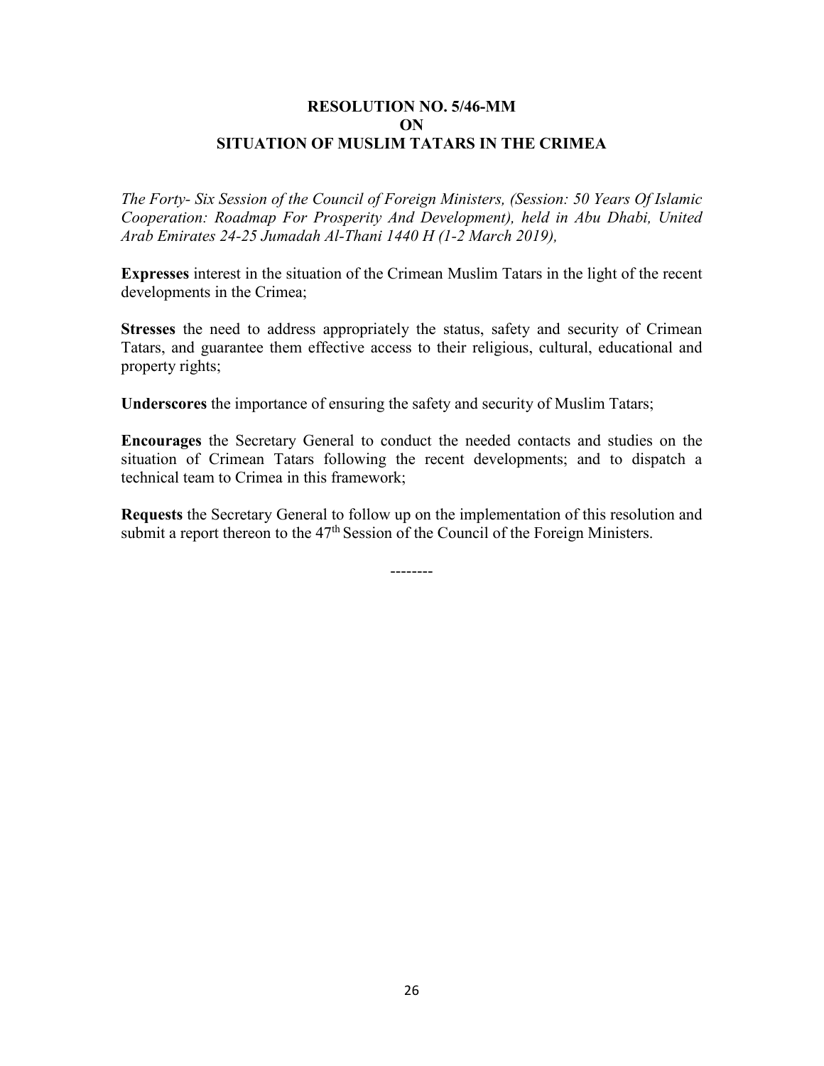# RESOLUTION NO. 5/46-MM
# ON
# SITUATION OF MUSLIM TATARS IN THE CRIMEA

*The Forty- Six Session of the Council of Foreign Ministers, (Session: 50 Years Of Islamic Cooperation: Roadmap For Prosperity And Development), held in Abu Dhabi, United Arab Emirates 24-25 Jumadah Al-Thani 1440 H (1-2 March 2019),*

**Expresses** interest in the situation of the Crimean Muslim Tatars in the light of the recent developments in the Crimea;

**Stresses** the need to address appropriately the status, safety and security of Crimean Tatars, and guarantee them effective access to their religious, cultural, educational and property rights;

**Underscores** the importance of ensuring the safety and security of Muslim Tatars;

**Encourages** the Secretary General to conduct the needed contacts and studies on the situation of Crimean Tatars following the recent developments; and to dispatch a technical team to Crimea in this framework;

**Requests** the Secretary General to follow up on the implementation of this resolution and submit a report thereon to the 47th Session of the Council of the Foreign Ministers.

--------